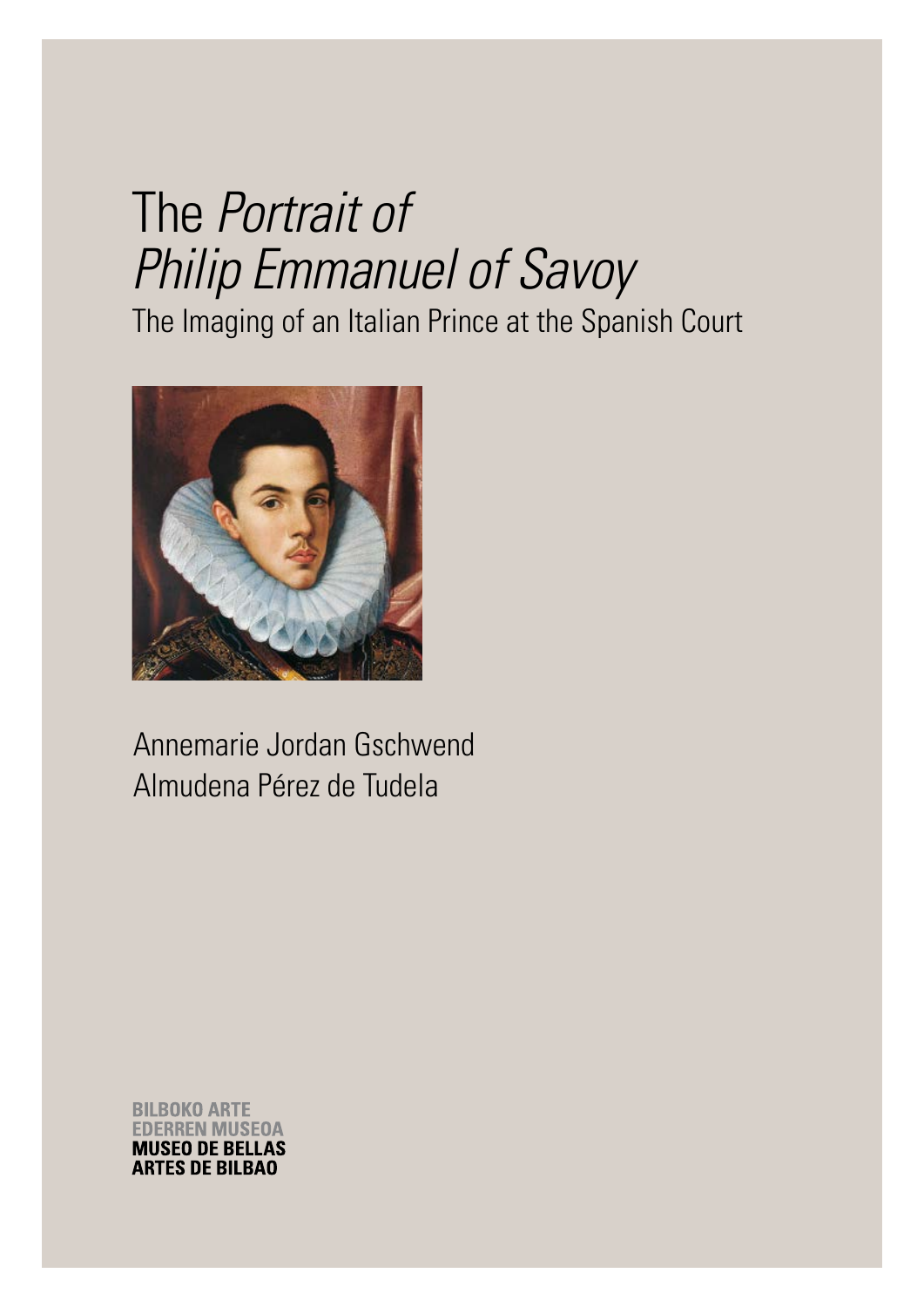# The *Portrait of Philip Emmanuel of Savoy*

## The Imaging of an Italian Prince at the Spanish Court

Annemarie Jordan Gschwend
Almudena Pérez de Tudela

BILBOKO ARTE
EDERREN MUSEOA
**MUSEO DE BELLAS**
**ARTES DE BILBAO**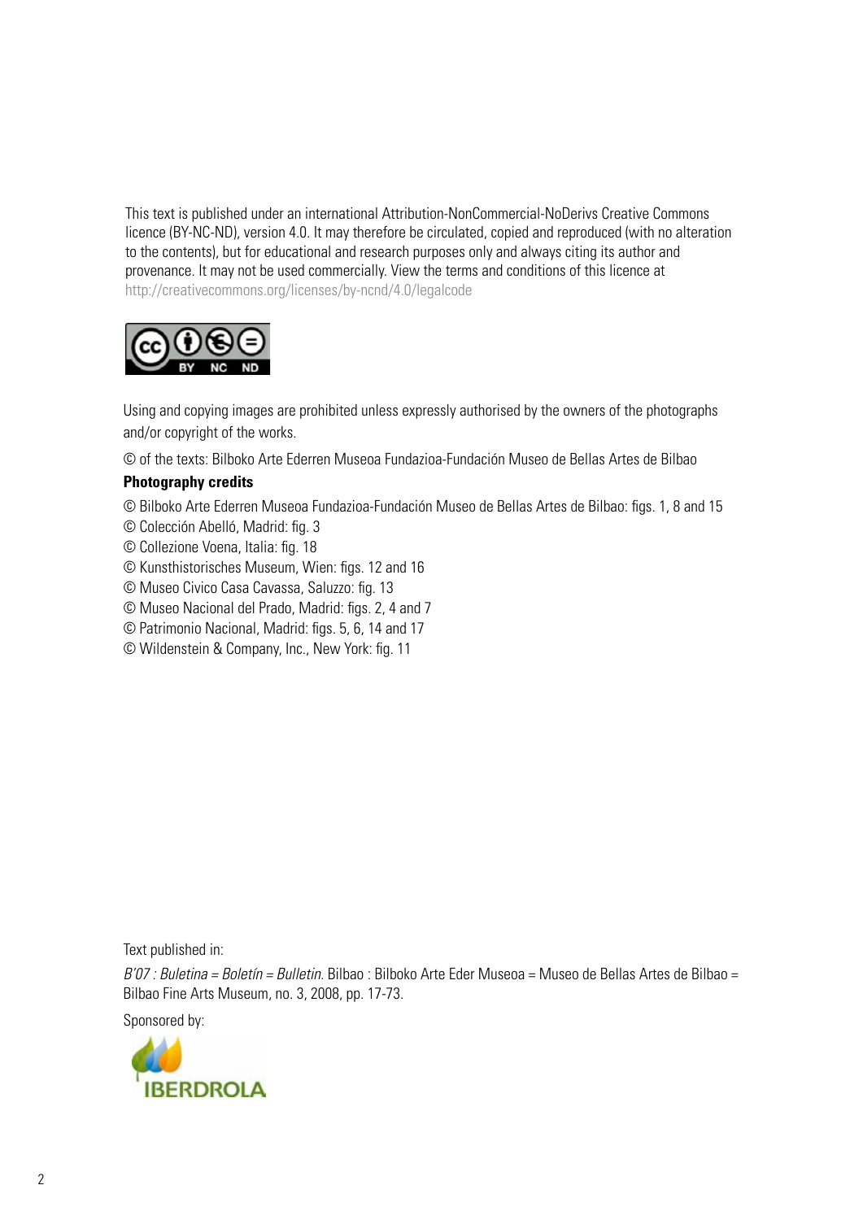This text is published under an international Attribution-NonCommercial-NoDerivs Creative Commons licence (BY-NC-ND), version 4.0. It may therefore be circulated, copied and reproduced (with no alteration to the contents), but for educational and research purposes only and always citing its author and provenance. It may not be used commercially. View the terms and conditions of this licence at http://creativecommons.org/licenses/by-ncnd/4.0/legalcode

Using and copying images are prohibited unless expressly authorised by the owners of the photographs and/or copyright of the works.

© of the texts: Bilboko Arte Ederren Museoa Fundazioa-Fundación Museo de Bellas Artes de Bilbao

**Photography credits**

© Bilboko Arte Ederren Museoa Fundazioa-Fundación Museo de Bellas Artes de Bilbao: figs. 1, 8 and 15
© Colección Abelló, Madrid: fig. 3
© Collezione Voena, Italia: fig. 18
© Kunsthistorisches Museum, Wien: figs. 12 and 16
© Museo Civico Casa Cavassa, Saluzzo: fig. 13
© Museo Nacional del Prado, Madrid: figs. 2, 4 and 7
© Patrimonio Nacional, Madrid: figs. 5, 6, 14 and 17
© Wildenstein & Company, Inc., New York: fig. 11

Text published in:

*B'07 : Buletina = Boletín = Bulletin.* Bilbao : Bilboko Arte Eder Museoa = Museo de Bellas Artes de Bilbao = Bilbao Fine Arts Museum, no. 3, 2008, pp. 17-73.

Sponsored by:

IBERDROLA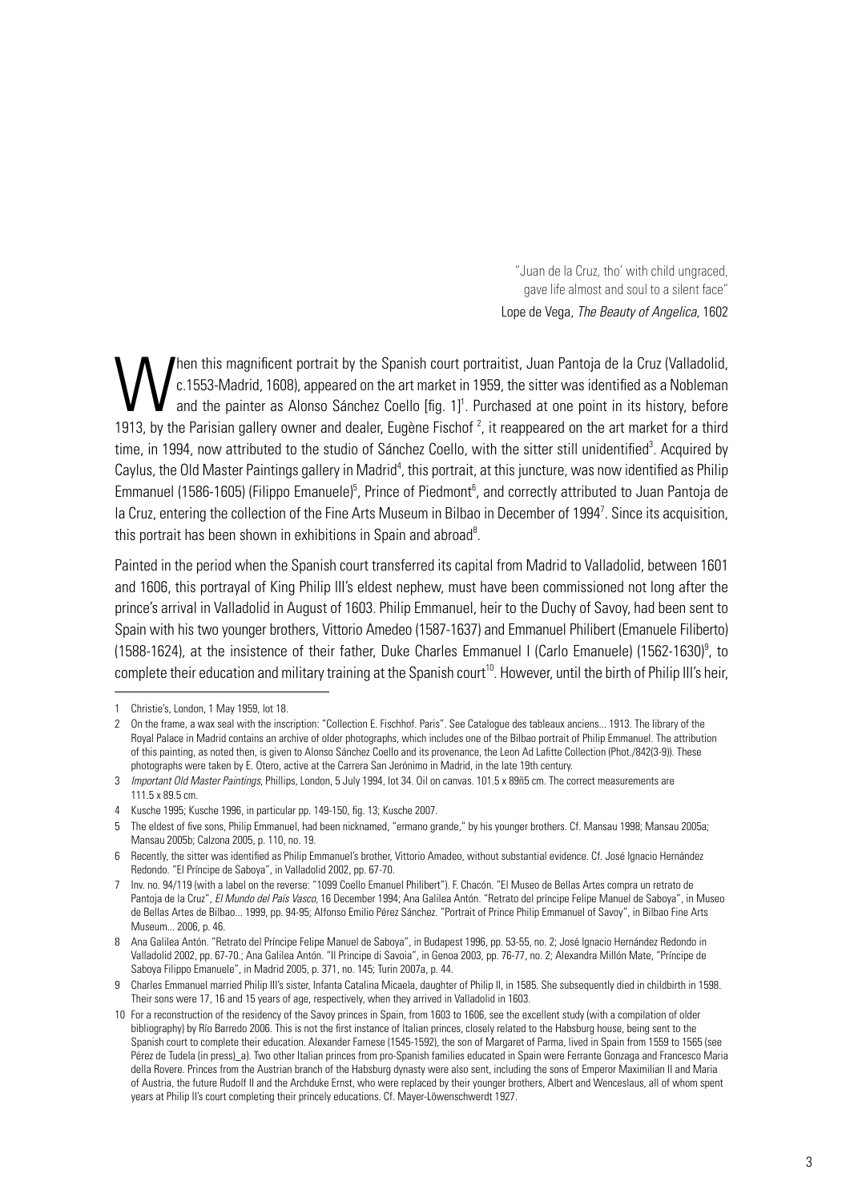"Juan de la Cruz, tho' with child ungraced,
gave life almost and soul to a silent face"
Lope de Vega, *The Beauty of Angelica*, 1602

When this magnificent portrait by the Spanish court portraitist, Juan Pantoja de la Cruz (Valladolid, c.1553-Madrid, 1608), appeared on the art market in 1959, the sitter was identified as a Nobleman and the painter as Alonso Sánchez Coello [fig. 1][1]. Purchased at one point in its history, before 1913, by the Parisian gallery owner and dealer, Eugène Fischof [2], it reappeared on the art market for a third time, in 1994, now attributed to the studio of Sánchez Coello, with the sitter still unidentified[3]. Acquired by Caylus, the Old Master Paintings gallery in Madrid[4], this portrait, at this juncture, was now identified as Philip Emmanuel (1586-1605) (Filippo Emanuele)[5], Prince of Piedmont[6], and correctly attributed to Juan Pantoja de la Cruz, entering the collection of the Fine Arts Museum in Bilbao in December of 1994[7]. Since its acquisition, this portrait has been shown in exhibitions in Spain and abroad[8].

Painted in the period when the Spanish court transferred its capital from Madrid to Valladolid, between 1601 and 1606, this portrayal of King Philip III's eldest nephew, must have been commissioned not long after the prince's arrival in Valladolid in August of 1603. Philip Emmanuel, heir to the Duchy of Savoy, had been sent to Spain with his two younger brothers, Vittorio Amedeo (1587-1637) and Emmanuel Philibert (Emanuele Filiberto) (1588-1624), at the insistence of their father, Duke Charles Emmanuel I (Carlo Emanuele) (1562-1630)[9], to complete their education and military training at the Spanish court[10]. However, until the birth of Philip III's heir,

---

1 Christie's, London, 1 May 1959, lot 18.

2 On the frame, a wax seal with the inscription: "Collection E. Fischhof. Paris". See Catalogue des tableaux anciens... 1913. The library of the Royal Palace in Madrid contains an archive of older photographs, which includes one of the Bilbao portrait of Philip Emmanuel. The attribution of this painting, as noted then, is given to Alonso Sánchez Coello and its provenance, the Leon Ad Lafitte Collection (Phot./842(3-9)). These photographs were taken by E. Otero, active at the Carrera San Jerónimo in Madrid, in the late 19th century.

3 *Important Old Master Paintings*, Phillips, London, 5 July 1994, lot 34. Oil on canvas. 101.5 x 89ñ5 cm. The correct measurements are 111.5 x 89.5 cm.

4 Kusche 1995; Kusche 1996, in particular pp. 149-150, fig. 13; Kusche 2007.

5 The eldest of five sons, Philip Emmanuel, had been nicknamed, "ermano grande," by his younger brothers. Cf. Mansau 1998; Mansau 2005a; Mansau 2005b; Calzona 2005, p. 110, no. 19.

6 Recently, the sitter was identified as Philip Emmanuel's brother, Vittorio Amedeo, without substantial evidence. Cf. José Ignacio Hernández Redondo. "El Príncipe de Saboya", in Valladolid 2002, pp. 67-70.

7 Inv. no. 94/119 (with a label on the reverse: "1099 Coello Emanuel Philibert"). F. Chacón. "El Museo de Bellas Artes compra un retrato de Pantoja de la Cruz", *El Mundo del País Vasco*, 16 December 1994; Ana Galilea Antón. "Retrato del príncipe Felipe Manuel de Saboya", in Museo de Bellas Artes de Bilbao... 1999, pp. 94-95; Alfonso Emilio Pérez Sánchez. "Portrait of Prince Philip Emmanuel of Savoy", in Bilbao Fine Arts Museum... 2006, p. 46.

8 Ana Galilea Antón. "Retrato del Príncipe Felipe Manuel de Saboya", in Budapest 1996, pp. 53-55, no. 2; José Ignacio Hernández Redondo in Valladolid 2002, pp. 67-70.; Ana Galilea Antón. "Il Principe di Savoia", in Genoa 2003, pp. 76-77, no. 2; Alexandra Millón Mate, "Príncipe de Saboya Filippo Emanuele", in Madrid 2005, p. 371, no. 145; Turin 2007a, p. 44.

9 Charles Emmanuel married Philip III's sister, Infanta Catalina Micaela, daughter of Philip II, in 1585. She subsequently died in childbirth in 1598. Their sons were 17, 16 and 15 years of age, respectively, when they arrived in Valladolid in 1603.

10 For a reconstruction of the residency of the Savoy princes in Spain, from 1603 to 1606, see the excellent study (with a compilation of older bibliography) by Río Barredo 2006. This is not the first instance of Italian princes, closely related to the Habsburg house, being sent to the Spanish court to complete their education. Alexander Farnese (1545-1592), the son of Margaret of Parma, lived in Spain from 1559 to 1565 (see Pérez de Tudela (in press)_a). Two other Italian princes from pro-Spanish families educated in Spain were Ferrante Gonzaga and Francesco Maria della Rovere. Princes from the Austrian branch of the Habsburg dynasty were also sent, including the sons of Emperor Maximilian II and Maria of Austria, the future Rudolf II and the Archduke Ernst, who were replaced by their younger brothers, Albert and Wenceslaus, all of whom spent years at Philip II's court completing their princely educations. Cf. Mayer-Löwenschwerdt 1927.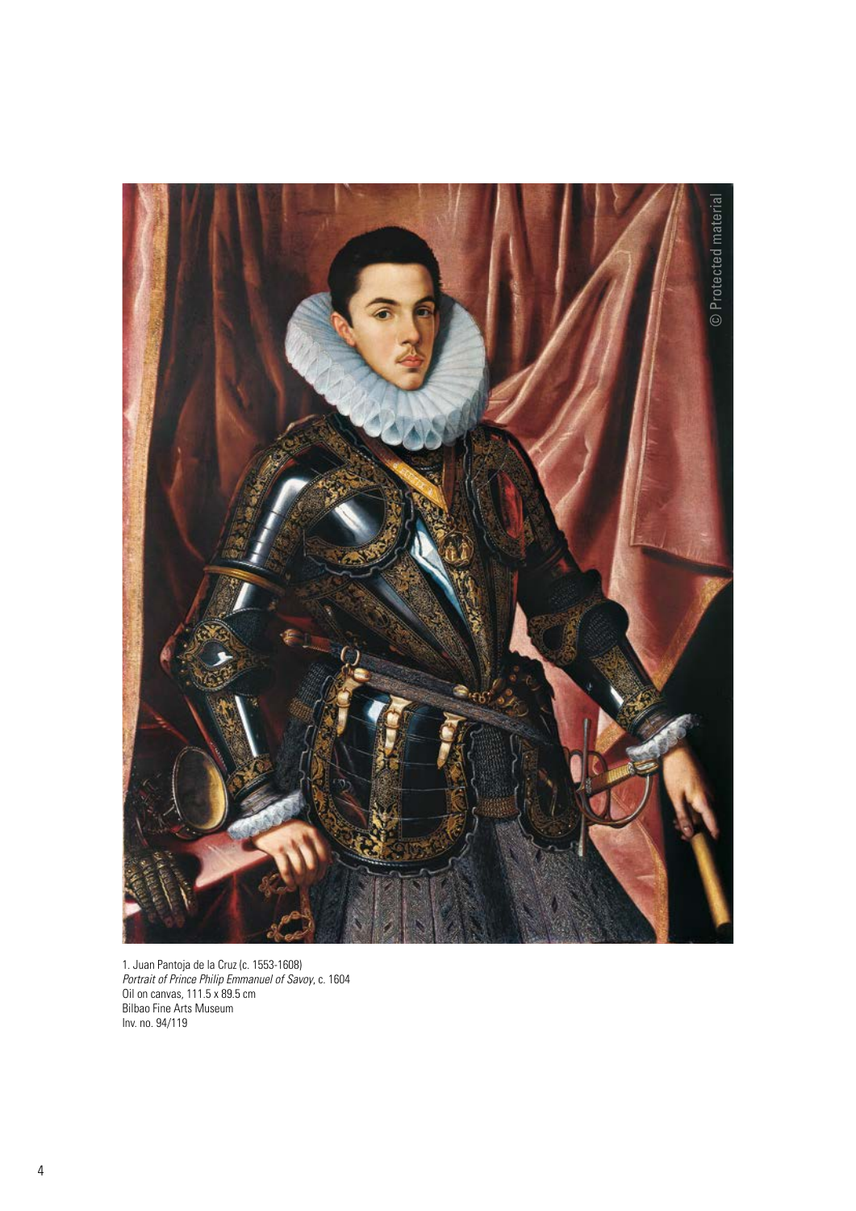1. Juan Pantoja de la Cruz (c. 1553-1608)
*Portrait of Prince Philip Emmanuel of Savoy*, c. 1604
Oil on canvas, 111.5 x 89.5 cm
Bilbao Fine Arts Museum
Inv. no. 94/119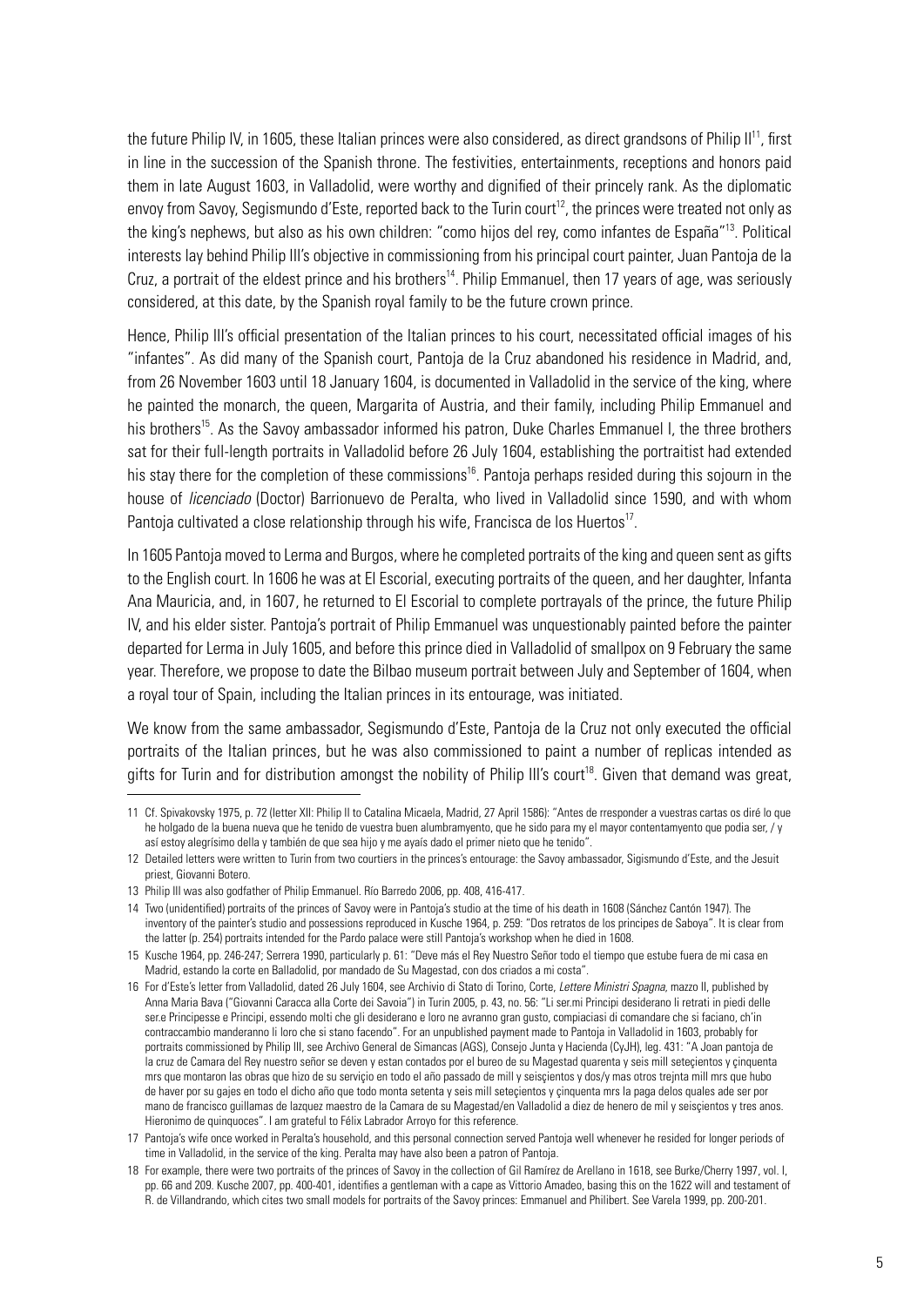the future Philip IV, in 1605, these Italian princes were also considered, as direct grandsons of Philip II[11], first in line in the succession of the Spanish throne. The festivities, entertainments, receptions and honors paid them in late August 1603, in Valladolid, were worthy and dignified of their princely rank. As the diplomatic envoy from Savoy, Segismundo d'Este, reported back to the Turin court[12], the princes were treated not only as the king's nephews, but also as his own children: "como hijos del rey, como infantes de España"[13]. Political interests lay behind Philip III's objective in commissioning from his principal court painter, Juan Pantoja de la Cruz, a portrait of the eldest prince and his brothers[14]. Philip Emmanuel, then 17 years of age, was seriously considered, at this date, by the Spanish royal family to be the future crown prince.

Hence, Philip III's official presentation of the Italian princes to his court, necessitated official images of his "infantes". As did many of the Spanish court, Pantoja de la Cruz abandoned his residence in Madrid, and, from 26 November 1603 until 18 January 1604, is documented in Valladolid in the service of the king, where he painted the monarch, the queen, Margarita of Austria, and their family, including Philip Emmanuel and his brothers[15]. As the Savoy ambassador informed his patron, Duke Charles Emmanuel I, the three brothers sat for their full-length portraits in Valladolid before 26 July 1604, establishing the portraitist had extended his stay there for the completion of these commissions[16]. Pantoja perhaps resided during this sojourn in the house of *licenciado* (Doctor) Barrionuevo de Peralta, who lived in Valladolid since 1590, and with whom Pantoja cultivated a close relationship through his wife, Francisca de los Huertos[17].

In 1605 Pantoja moved to Lerma and Burgos, where he completed portraits of the king and queen sent as gifts to the English court. In 1606 he was at El Escorial, executing portraits of the queen, and her daughter, Infanta Ana Mauricia, and, in 1607, he returned to El Escorial to complete portrayals of the prince, the future Philip IV, and his elder sister. Pantoja's portrait of Philip Emmanuel was unquestionably painted before the painter departed for Lerma in July 1605, and before this prince died in Valladolid of smallpox on 9 February the same year. Therefore, we propose to date the Bilbao museum portrait between July and September of 1604, when a royal tour of Spain, including the Italian princes in its entourage, was initiated.

We know from the same ambassador, Segismundo d'Este, Pantoja de la Cruz not only executed the official portraits of the Italian princes, but he was also commissioned to paint a number of replicas intended as gifts for Turin and for distribution amongst the nobility of Philip III's court[18]. Given that demand was great,

---

11 Cf. Spivakovsky 1975, p. 72 (letter XII: Philip II to Catalina Micaela, Madrid, 27 April 1586): "Antes de rresponder a vuestras cartas os diré lo que he holgado de la buena nueva que he tenido de vuestro buen alumbramyento, que he sido para my el mayor contentamyento que podia ser, / y así estoy alegrísimo della y también de que sea hijo y me ayaís dado el primer nieto que he tenido".

12 Detailed letters were written to Turin from two courtiers in the princes's entourage: the Savoy ambassador, Sigismundo d'Este, and the Jesuit priest, Giovanni Botero.

13 Philip III was also godfather of Philip Emmanuel. Río Barredo 2006, pp. 408, 416-417.

14 Two (unidentified) portraits of the princes of Savoy were in Pantoja's studio at the time of his death in 1608 (Sánchez Cantón 1947). The inventory of the painter's studio and possessions reproduced in Kusche 1964, p. 259: "Dos retratos de los principes de Saboya". It is clear from the latter (p. 254) portraits intended for the Pardo palace were still Pantoja's workshop when he died in 1608.

15 Kusche 1964, pp. 246-247; Serrera 1990, particularly p. 61: "Deve más el Rey Nuestro Señor todo el tiempo que estube fuera de mi casa en Madrid, estando la corte en Balladolid, por mandado de Su Magestad, con dos criados a mi costa".

16 For d'Este's letter from Valladolid, dated 26 July 1604, see Archivio di Stato di Torino, Corte, *Lettere Ministri Spagna*, mazzo II, published by Anna Maria Bava ("Giovanni Caracca alla Corte dei Savoia") in Turin 2005, p. 43, no. 56: "Li ser.mi Principi desiderano li retrati in piedi delle ser.e Principesse e Principi, essendo molti che gli desiderano e loro ne avranno gran gusto, compiaciasi di comandare che si faciano, ch'in contraccambio manderanno li loro che si stano facendo". For an unpublished payment made to Pantoja in Valladolid in 1603, probably for portraits commissioned by Philip III, see Archivo General de Simancas (AGS), Consejo Junta y Hacienda (CyJH), leg. 431: "A Joan pantoja de la cruz de Camara del Rey nuestro señor se deven y estan contados por el bureo de su Magestad quarenta y seis mill seteçientos y çinquenta mrs que montaron las obras que hizo de su serviçio en todo el año passado de mill y seisçientos y dos/y mas otros trejnta mill mrs que hubo de haver por su gajes en todo el dicho año que todo monta setenta y seis mill seteçientos y çinquenta mrs la paga delos quales ade ser por mano de francisco guillamas de lazquez maestro de la Camara de su Magestad/en Valladolid a diez de henero de mil y seisçientos y tres anos. Hieronimo de quinquoces". I am grateful to Félix Labrador Arroyo for this reference.

17 Pantoja's wife once worked in Peralta's household, and this personal connection served Pantoja well whenever he resided for longer periods of time in Valladolid, in the service of the king. Peralta may have also been a patron of Pantoja.

18 For example, there were two portraits of the princes of Savoy in the collection of Gil Ramírez de Arellano in 1618, see Burke/Cherry 1997, vol. I, pp. 66 and 209. Kusche 2007, pp. 400-401, identifies a gentleman with a cape as Vittorio Amadeo, basing this on the 1622 will and testament of R. de Villandrando, which cites two small models for portraits of the Savoy princes: Emmanuel and Philibert. See Varela 1999, pp. 200-201.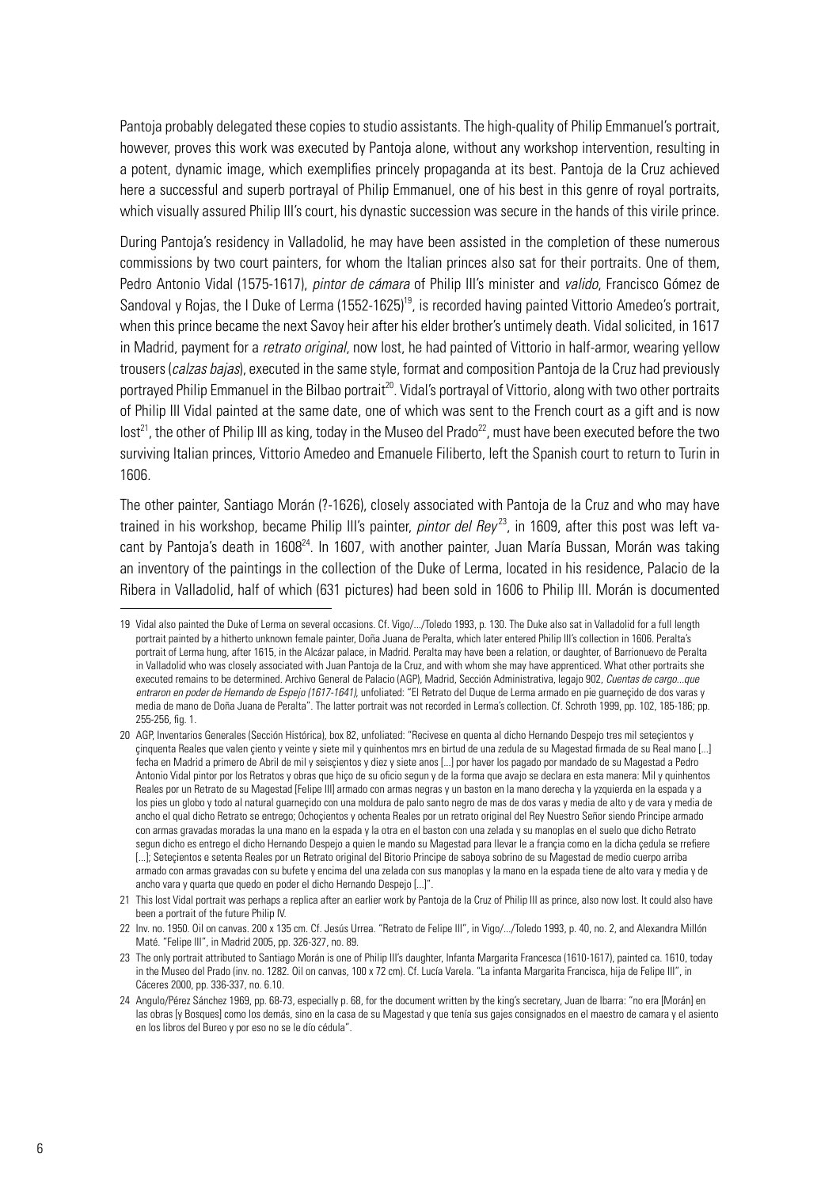Pantoja probably delegated these copies to studio assistants. The high-quality of Philip Emmanuel's portrait, however, proves this work was executed by Pantoja alone, without any workshop intervention, resulting in a potent, dynamic image, which exemplifies princely propaganda at its best. Pantoja de la Cruz achieved here a successful and superb portrayal of Philip Emmanuel, one of his best in this genre of royal portraits, which visually assured Philip III's court, his dynastic succession was secure in the hands of this virile prince.

During Pantoja's residency in Valladolid, he may have been assisted in the completion of these numerous commissions by two court painters, for whom the Italian princes also sat for their portraits. One of them, Pedro Antonio Vidal (1575-1617), *pintor de cámara* of Philip III's minister and *valido*, Francisco Gómez de Sandoval y Rojas, the I Duke of Lerma (1552-1625)[19], is recorded having painted Vittorio Amedeo's portrait, when this prince became the next Savoy heir after his elder brother's untimely death. Vidal solicited, in 1617 in Madrid, payment for a *retrato original*, now lost, he had painted of Vittorio in half-armor, wearing yellow trousers (*calzas bajas*), executed in the same style, format and composition Pantoja de la Cruz had previously portrayed Philip Emmanuel in the Bilbao portrait[20]. Vidal's portrayal of Vittorio, along with two other portraits of Philip III Vidal painted at the same date, one of which was sent to the French court as a gift and is now lost[21], the other of Philip III as king, today in the Museo del Prado[22], must have been executed before the two surviving Italian princes, Vittorio Amedeo and Emanuele Filiberto, left the Spanish court to return to Turin in 1606.

The other painter, Santiago Morán (?-1626), closely associated with Pantoja de la Cruz and who may have trained in his workshop, became Philip III's painter, *pintor del Rey*[23], in 1609, after this post was left vacant by Pantoja's death in 1608[24]. In 1607, with another painter, Juan María Bussan, Morán was taking an inventory of the paintings in the collection of the Duke of Lerma, located in his residence, Palacio de la Ribera in Valladolid, half of which (631 pictures) had been sold in 1606 to Philip III. Morán is documented

---

19 Vidal also painted the Duke of Lerma on several occasions. Cf. Vigo/.../Toledo 1993, p. 130. The Duke also sat in Valladolid for a full length portrait painted by a hitherto unknown female painter, Doña Juana de Peralta, which later entered Philip III's collection in 1606. Peralta's portrait of Lerma hung, after 1615, in the Alcázar palace, in Madrid. Peralta may have been a relation, or daughter, of Barrionuevo de Peralta in Valladolid who was closely associated with Juan Pantoja de la Cruz, and with whom she may have apprenticed. What other portraits she executed remains to be determined. Archivo General de Palacio (AGP), Madrid, Sección Administrativa, legajo 902, *Cuentas de cargo...que entraron en poder de Hernando de Espejo (1617-1641)*, unfoliated: "El Retrato del Duque de Lerma armado en pie guarneçido de dos varas y media de mano de Doña Juana de Peralta". The latter portrait was not recorded in Lerma's collection. Cf. Schroth 1999, pp. 102, 185-186; pp. 255-256, fig. 1.

20 AGP, Inventarios Generales (Sección Histórica), box 82, unfoliated: "Recivese en quenta al dicho Hernando Despejo tres mil seteçientos y çinquenta Reales que valen çiento y veinte y siete mil y quinhentos mrs en birtud de una zedula de su Magestad firmada de su Real mano [...] fecha en Madrid a primero de Abril de mil y seisçientos y diez y siete anos [...] por haver los pagado por mandado de su Magestad a Pedro Antonio Vidal pintor por los Retratos y obras que hiço de su oficio segun y de la forma que avajo se declara en esta manera: Mil y quinhentos Reales por un Retrato de su Magestad [Felipe III] armado con armas negras y un baston en la mano derecha y la yzquierda en la espada y a los pies un globo y todo al natural guarneçido con una moldura de palo santo negro de mas de dos varas y media de alto y de vara y media de ancho el qual dicho Retrato se entrego; Ochoçientos y ochenta Reales por un retrato original del Rey Nuestro Señor siendo Principe armado con armas gravadas moradas la una mano en la espada y la otra en el baston con una zelada y su manoplas en el suelo que dicho Retrato segun dicho es entrego el dicho Hernando Despejo a quien le mando su Magestad para llevar le a françia como en la dicha çedula se rrefiere [...]; Seteçientos e setenta Reales por un Retrato original del Bitorio Principe de saboya sobrino de su Magestad de medio cuerpo arriba armado con armas gravadas con su bufete y encima del una zelada con sus manoplas y la mano en la espada tiene de alto vara y media y de ancho vara y quarta que quedo en poder el dicho Hernando Despejo [...]".

21 This lost Vidal portrait was perhaps a replica after an earlier work by Pantoja de la Cruz of Philip III as prince, also now lost. It could also have been a portrait of the future Philip IV.

22 Inv. no. 1950. Oil on canvas. 200 x 135 cm. Cf. Jesús Urrea. "Retrato de Felipe III", in Vigo/.../Toledo 1993, p. 40, no. 2, and Alexandra Millón Maté. "Felipe III", in Madrid 2005, pp. 326-327, no. 89.

23 The only portrait attributed to Santiago Morán is one of Philip III's daughter, Infanta Margarita Francesca (1610-1617), painted ca. 1610, today in the Museo del Prado (inv. no. 1282. Oil on canvas, 100 x 72 cm). Cf. Lucía Varela. "La infanta Margarita Francisca, hija de Felipe III", in Cáceres 2000, pp. 336-337, no. 6.10.

24 Angulo/Pérez Sánchez 1969, pp. 68-73, especially p. 68, for the document written by the king's secretary, Juan de Ibarra: "no era [Morán] en las obras [y Bosques] como los demás, sino en la casa de su Magestad y que tenía sus gajes consignados en el maestro de camara y el asiento en los libros del Bureo y por eso no se le dío cédula".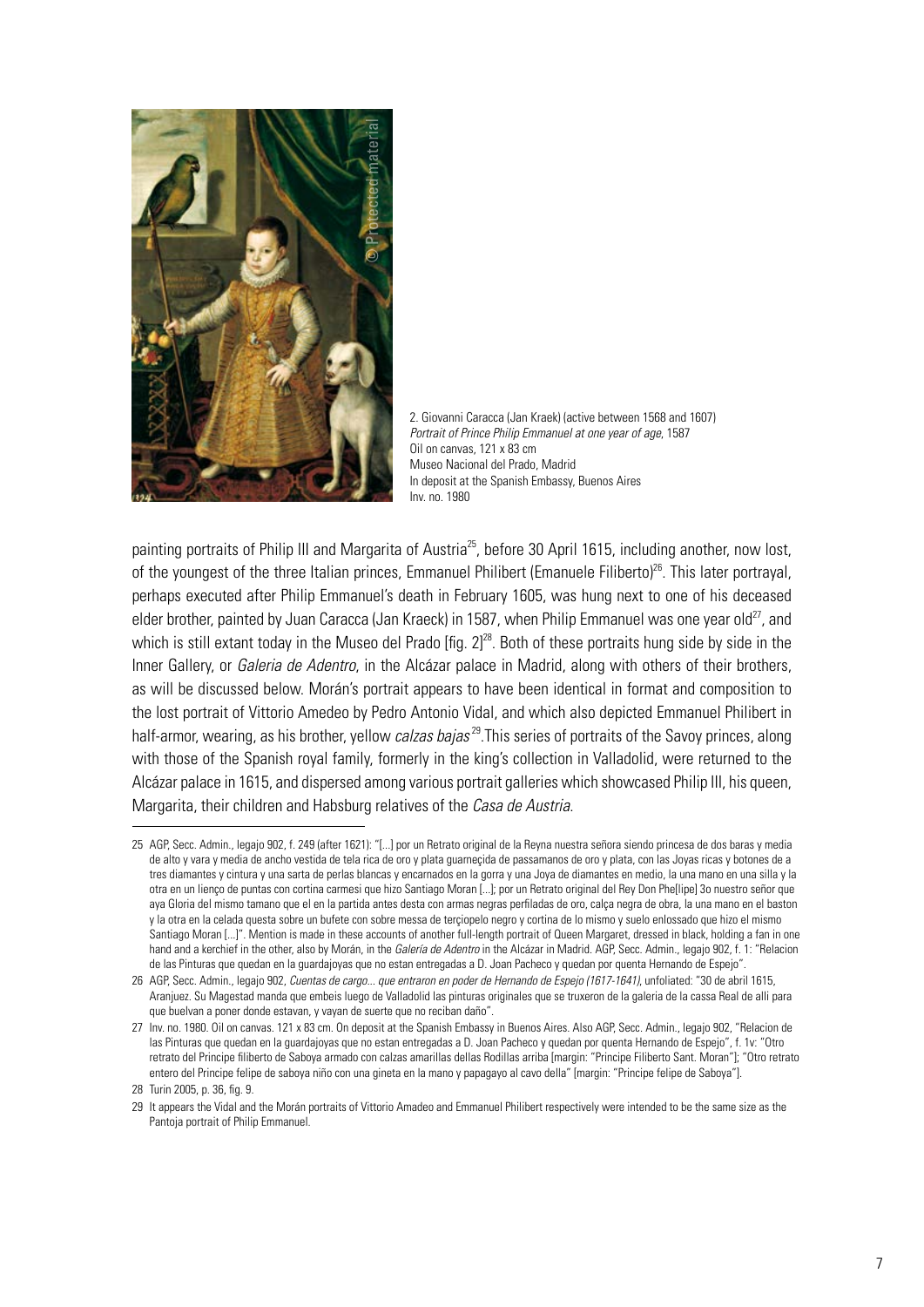2. Giovanni Caracca (Jan Kraek) (active between 1568 and 1607)
*Portrait of Prince Philip Emmanuel at one year of age*, 1587
Oil on canvas, 121 x 83 cm
Museo Nacional del Prado, Madrid
In deposit at the Spanish Embassy, Buenos Aires
Inv. no. 1980

painting portraits of Philip III and Margarita of Austria[25], before 30 April 1615, including another, now lost, of the youngest of the three Italian princes, Emmanuel Philibert (Emanuele Filiberto)[26]. This later portrayal, perhaps executed after Philip Emmanuel's death in February 1605, was hung next to one of his deceased elder brother, painted by Juan Caracca (Jan Kraeck) in 1587, when Philip Emmanuel was one year old[27], and which is still extant today in the Museo del Prado [fig. 2][28]. Both of these portraits hung side by side in the Inner Gallery, or *Galeria de Adentro*, in the Alcázar palace in Madrid, along with others of their brothers, as will be discussed below. Morán's portrait appears to have been identical in format and composition to the lost portrait of Vittorio Amedeo by Pedro Antonio Vidal, and which also depicted Emmanuel Philibert in half-armor, wearing, as his brother, yellow *calzas bajas*[29]. This series of portraits of the Savoy princes, along with those of the Spanish royal family, formerly in the king's collection in Valladolid, were returned to the Alcázar palace in 1615, and dispersed among various portrait galleries which showcased Philip III, his queen, Margarita, their children and Habsburg relatives of the *Casa de Austria*.

---

25 AGP, Secc. Admin., legajo 902, f. 249 (after 1621): "[...] por un Retrato original de la Reyna nuestra señora siendo princesa de dos baras y media de alto y vara y media de ancho vestida de tela rica de oro y plata guarneçida de passamanos de oro y plata, con las Joyas ricas y botones de a tres diamantes y cintura y una sarta de perlas blancas y encarnados en la gorra y una Joya de diamantes en medio, la una mano en una silla y la otra en un lienço de puntas con cortina carmesi que hizo Santiago Moran [...]; por un Retrato original del Rey Don Phe[lipe] 3o nuestro señor que aya Gloria del mismo tamano que el en la partida antes desta con armas negras perfiladas de oro, calça negra de obra, la una mano en el baston y la otra en la celada questa sobre un bufete con sobre messa de terçiopelo negro y cortina de lo mismo y suelo enlossado que hizo el mismo Santiago Moran [...]". Mention is made in these accounts of another full-length portrait of Queen Margaret, dressed in black, holding a fan in one hand and a kerchief in the other, also by Morán, in the *Galería de Adentro* in the Alcázar in Madrid. AGP, Secc. Admin., legajo 902, f. 1: "Relacion de las Pinturas que quedan en la guardajoyas que no estan entregadas a D. Joan Pacheco y quedan por quenta Hernando de Espejo".

26 AGP, Secc. Admin., legajo 902, *Cuentas de cargo... que entraron en poder de Hernando de Espejo (1617-1641)*, unfoliated: "30 de abril 1615, Aranjuez. Su Magestad manda que embeis luego de Valladolid las pinturas originales que se truxeron de la galeria de la cassa Real de alli para que buelvan a poner donde estavan, y vayan de suerte que no reciban daño".

27 Inv. no. 1980. Oil on canvas. 121 x 83 cm. On deposit at the Spanish Embassy in Buenos Aires. Also AGP, Secc. Admin., legajo 902, "Relacion de las Pinturas que quedan en la guardajoyas que no estan entregadas a D. Joan Pacheco y quedan por quenta Hernando de Espejo", f. 1v: "Otro retrato del Principe filiberto de Saboya armado con calzas amarillas dellas Rodillas arriba [margin: "Principe Filiberto Sant. Moran"]; "Otro retrato entero del Principe felipe de saboya niño con una gineta en la mano y papagayo al cavo della" [margin: "Principe felipe de Saboya"].

28 Turin 2005, p. 36, fig. 9.

29 It appears the Vidal and the Morán portraits of Vittorio Amadeo and Emmanuel Philibert respectively were intended to be the same size as the Pantoja portrait of Philip Emmanuel.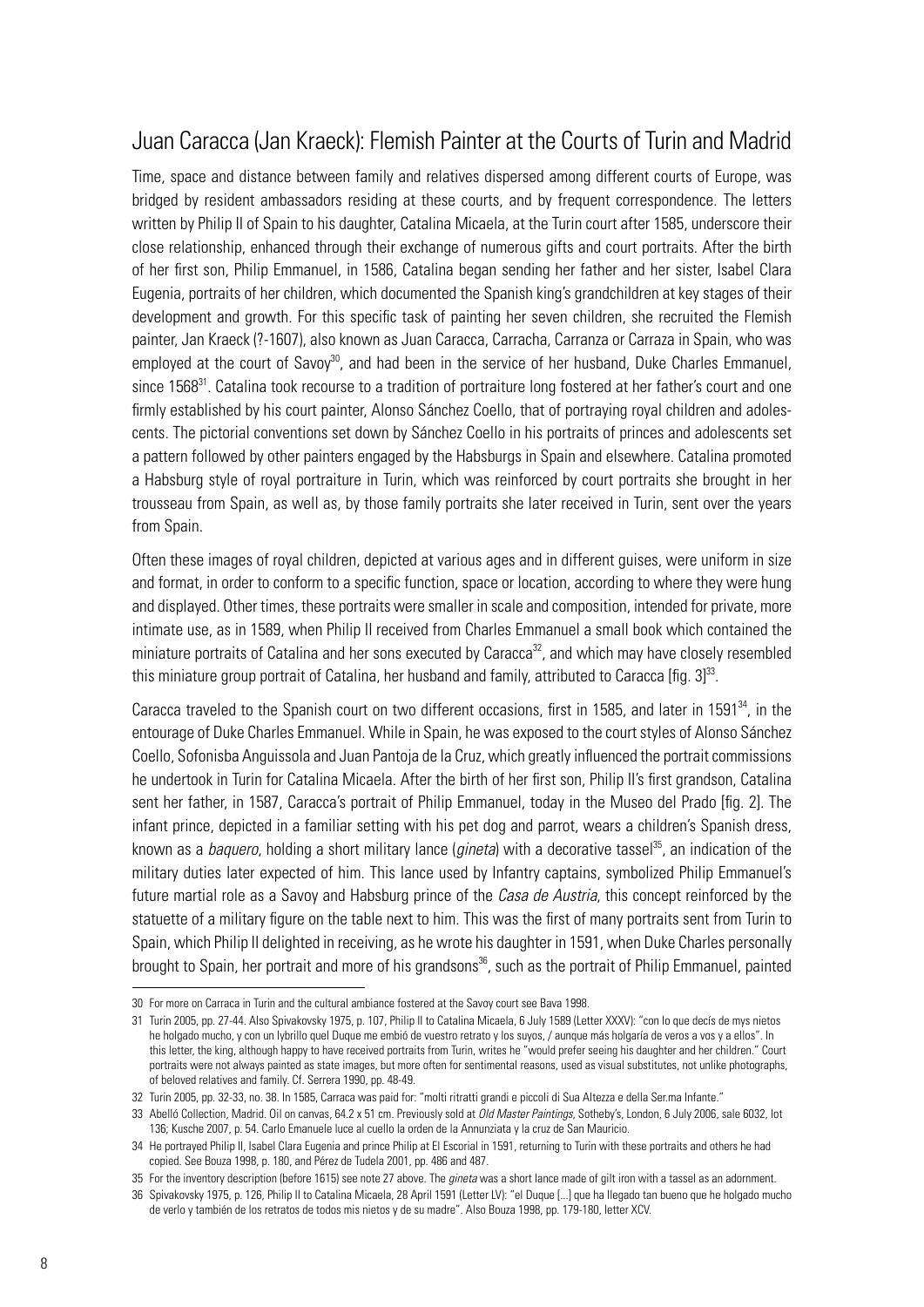## Juan Caracca (Jan Kraeck): Flemish Painter at the Courts of Turin and Madrid

Time, space and distance between family and relatives dispersed among different courts of Europe, was bridged by resident ambassadors residing at these courts, and by frequent correspondence. The letters written by Philip II of Spain to his daughter, Catalina Micaela, at the Turin court after 1585, underscore their close relationship, enhanced through their exchange of numerous gifts and court portraits. After the birth of her first son, Philip Emmanuel, in 1586, Catalina began sending her father and her sister, Isabel Clara Eugenia, portraits of her children, which documented the Spanish king's grandchildren at key stages of their development and growth. For this specific task of painting her seven children, she recruited the Flemish painter, Jan Kraeck (?-1607), also known as Juan Caracca, Carracha, Carranza or Carraza in Spain, who was employed at the court of Savoy[30], and had been in the service of her husband, Duke Charles Emmanuel, since 1568[31]. Catalina took recourse to a tradition of portraiture long fostered at her father's court and one firmly established by his court painter, Alonso Sánchez Coello, that of portraying royal children and adolescents. The pictorial conventions set down by Sánchez Coello in his portraits of princes and adolescents set a pattern followed by other painters engaged by the Habsburgs in Spain and elsewhere. Catalina promoted a Habsburg style of royal portraiture in Turin, which was reinforced by court portraits she brought in her trousseau from Spain, as well as, by those family portraits she later received in Turin, sent over the years from Spain.

Often these images of royal children, depicted at various ages and in different guises, were uniform in size and format, in order to conform to a specific function, space or location, according to where they were hung and displayed. Other times, these portraits were smaller in scale and composition, intended for private, more intimate use, as in 1589, when Philip II received from Charles Emmanuel a small book which contained the miniature portraits of Catalina and her sons executed by Caracca[32], and which may have closely resembled this miniature group portrait of Catalina, her husband and family, attributed to Caracca [fig. 3][33].

Caracca traveled to the Spanish court on two different occasions, first in 1585, and later in 1591[34], in the entourage of Duke Charles Emmanuel. While in Spain, he was exposed to the court styles of Alonso Sánchez Coello, Sofonisba Anguissola and Juan Pantoja de la Cruz, which greatly influenced the portrait commissions he undertook in Turin for Catalina Micaela. After the birth of her first son, Philip II's first grandson, Catalina sent her father, in 1587, Caracca's portrait of Philip Emmanuel, today in the Museo del Prado [fig. 2]. The infant prince, depicted in a familiar setting with his pet dog and parrot, wears a children's Spanish dress, known as a *baquero*, holding a short military lance (*gineta*) with a decorative tassel[35], an indication of the military duties later expected of him. This lance used by Infantry captains, symbolized Philip Emmanuel's future martial role as a Savoy and Habsburg prince of the *Casa de Austria*, this concept reinforced by the statuette of a military figure on the table next to him. This was the first of many portraits sent from Turin to Spain, which Philip II delighted in receiving, as he wrote his daughter in 1591, when Duke Charles personally brought to Spain, her portrait and more of his grandsons[36], such as the portrait of Philip Emmanuel, painted

---

30 For more on Carraca in Turin and the cultural ambiance fostered at the Savoy court see Bava 1998.

31 Turin 2005, pp. 27-44. Also Spivakovsky 1975, p. 107, Philip II to Catalina Micaela, 6 July 1589 (Letter XXXV): "con lo que decís de mys nietos he holgado mucho, y con un lybrillo quel Duque me embió de vuestro retrato y los suyos, / aunque más holgaría de veros a vos y a ellos". In this letter, the king, although happy to have received portraits from Turin, writes he "would prefer seeing his daughter and her children." Court portraits were not always painted as state images, but more often for sentimental reasons, used as visual substitutes, not unlike photographs, of beloved relatives and family. Cf. Serrera 1990, pp. 48-49.

32 Turin 2005, pp. 32-33, no. 38. In 1585, Carraca was paid for: "molti ritratti grandi e piccoli di Sua Altezza e della Ser.ma Infante."

33 Abelló Collection, Madrid. Oil on canvas, 64.2 x 51 cm. Previously sold at *Old Master Paintings*, Sotheby's, London, 6 July 2006, sale 6032, lot 136; Kusche 2007, p. 54. Carlo Emanuele luce al cuello la orden de la Annunziata y la cruz de San Mauricio.

34 He portrayed Philip II, Isabel Clara Eugenia and prince Philip at El Escorial in 1591, returning to Turin with these portraits and others he had copied. See Bouza 1998, p. 180, and Pérez de Tudela 2001, pp. 486 and 487.

35 For the inventory description (before 1615) see note 27 above. The *gineta* was a short lance made of gilt iron with a tassel as an adornment.

36 Spivakovsky 1975, p. 126, Philip II to Catalina Micaela, 28 April 1591 (Letter LV): "el Duque [...] que ha llegado tan bueno que he holgado mucho de verlo y también de los retratos de todos mis nietos y de su madre". Also Bouza 1998, pp. 179-180, letter XCV.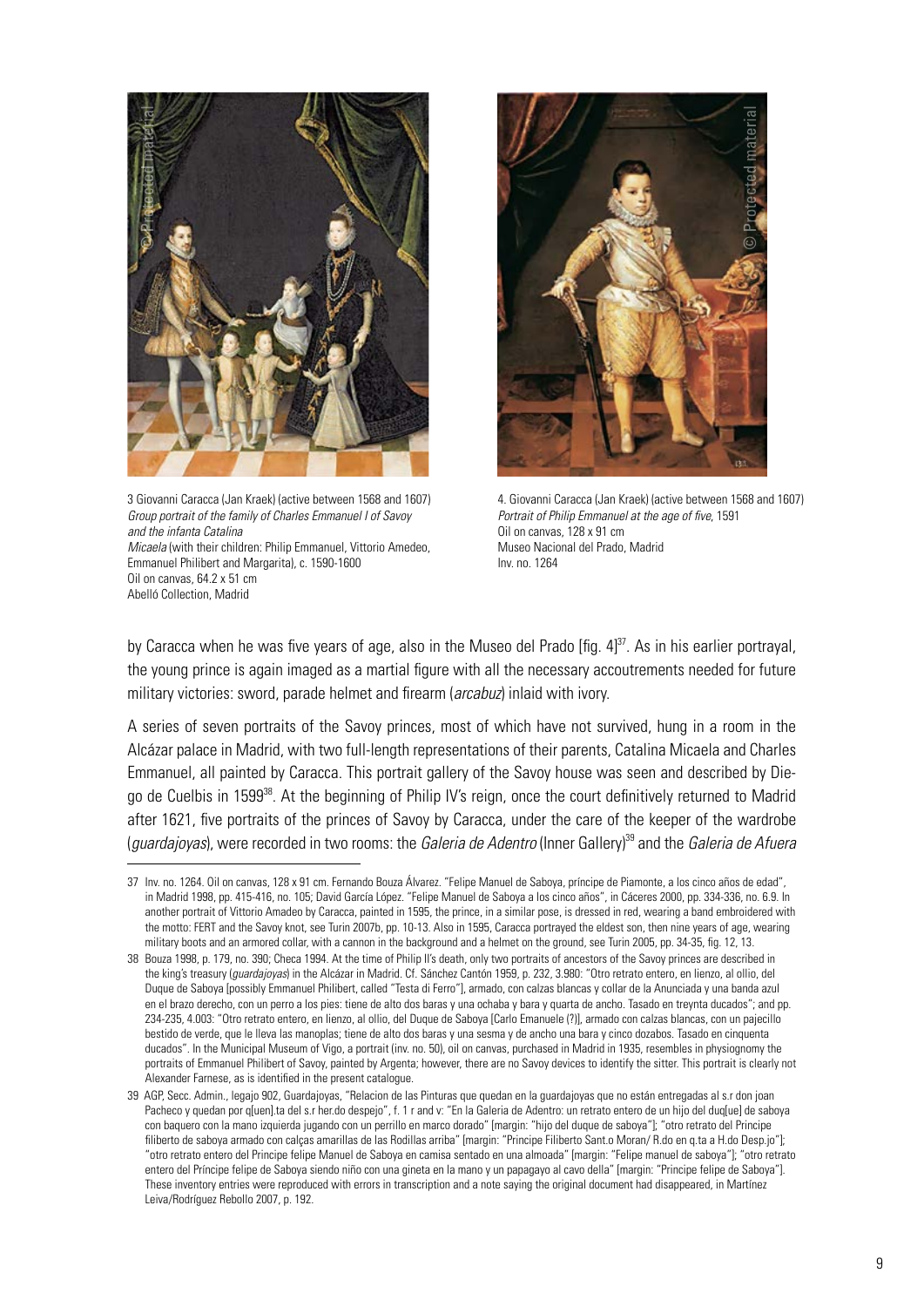3 Giovanni Caracca (Jan Kraek) (active between 1568 and 1607)
*Group portrait of the family of Charles Emmanuel I of Savoy and the infanta Catalina Micaela* (with their children: Philip Emmanuel, Vittorio Amedeo, Emmanuel Philibert and Margarita), c. 1590-1600
Oil on canvas, 64.2 x 51 cm
Abelló Collection, Madrid

4. Giovanni Caracca (Jan Kraek) (active between 1568 and 1607)
*Portrait of Philip Emmanuel at the age of five*, 1591
Oil on canvas, 128 x 91 cm
Museo Nacional del Prado, Madrid
Inv. no. 1264

by Caracca when he was five years of age, also in the Museo del Prado [fig. 4][37]. As in his earlier portrayal, the young prince is again imaged as a martial figure with all the necessary accoutrements needed for future military victories: sword, parade helmet and firearm (*arcabuz*) inlaid with ivory.

A series of seven portraits of the Savoy princes, most of which have not survived, hung in a room in the Alcázar palace in Madrid, with two full-length representations of their parents, Catalina Micaela and Charles Emmanuel, all painted by Caracca. This portrait gallery of the Savoy house was seen and described by Diego de Cuelbis in 1599[38]. At the beginning of Philip IV's reign, once the court definitively returned to Madrid after 1621, five portraits of the princes of Savoy by Caracca, under the care of the keeper of the wardrobe (*guardajoyas*), were recorded in two rooms: the *Galeria de Adentro* (Inner Gallery)[39] and the *Galeria de Afuera*

---

37 Inv. no. 1264. Oil on canvas, 128 x 91 cm. Fernando Bouza Álvarez. "Felipe Manuel de Saboya, príncipe de Piamonte, a los cinco años de edad", in Madrid 1998, pp. 415-416, no. 105; David García López. "Felipe Manuel de Saboya a los cinco años", in Cáceres 2000, pp. 334-336, no. 6.9. In another portrait of Vittorio Amadeo by Caracca, painted in 1595, the prince, in a similar pose, is dressed in red, wearing a band embroidered with the motto: FERT and the Savoy knot, see Turin 2007b, pp. 10-13. Also in 1595, Caracca portrayed the eldest son, then nine years of age, wearing military boots and an armored collar, with a cannon in the background and a helmet on the ground, see Turin 2005, pp. 34-35, fig. 12, 13.

38 Bouza 1998, p. 179, no. 390; Checa 1994. At the time of Philip II's death, only two portraits of ancestors of the Savoy princes are described in the king's treasury (*guardajoyas*) in the Alcázar in Madrid. Cf. Sánchez Cantón 1959, p. 232, 3.980: "Otro retrato entero, en lienzo, al ollio, del Duque de Saboya [possibly Emmanuel Philibert, called "Testa di Ferro"], armado, con calzas blancas y collar de la Anunciada y una banda azul en el brazo derecho, con un perro a los pies: tiene de alto dos baras y una ochaba y bara y quarta de ancho. Tasado en treynta ducados"; and pp. 234-235, 4.003: "Otro retrato entero, en lienzo, al ollio, del Duque de Saboya [Carlo Emanuele (?)], armado con calzas blancas, con un pajecillo bestido de verde, que le lleva las manoplas; tiene de alto dos baras y una sesma y de ancho una bara y cinco dozabos. Tasado en cinquenta ducados". In the Municipal Museum of Vigo, a portrait (inv. no. 50), oil on canvas, purchased in Madrid in 1935, resembles in physiognomy the portraits of Emmanuel Philibert of Savoy, painted by Argenta; however, there are no Savoy devices to identify the sitter. This portrait is clearly not Alexander Farnese, as is identified in the present catalogue.

39 AGP, Secc. Admin., legajo 902, Guardajoyas, "Relacion de las Pinturas que quedan en la guardajoyas que no están entregadas al s.r don joan Pacheco y quedan por q[uen].ta del s.r her.do despejo", f. 1 r and v: "En la Galeria de Adentro: un retrato entero de un hijo del duq[ue] de saboya con baquero con la mano izquierda jugando con un perrillo en marco dorado" [margin: "hijo del duque de saboya"]; "otro retrato del Principe filiberto de saboya armado con calças amarillas de las Rodillas arriba" [margin: "Principe Filiberto Sant.o Moran/ R.do en q.ta a H.do Desp.jo"]; "otro retrato entero del Principe felipe Manuel de Saboya en camisa sentado en una almoada" [margin: "Felipe manuel de saboya"]; "otro retrato entero del Príncipe felipe de Saboya siendo niño con una gineta en la mano y un papagayo al cavo della" [margin: "Principe felipe de Saboya"]. These inventory entries were reproduced with errors in transcription and a note saying the original document had disappeared, in Martínez Leiva/Rodríguez Rebollo 2007, p. 192.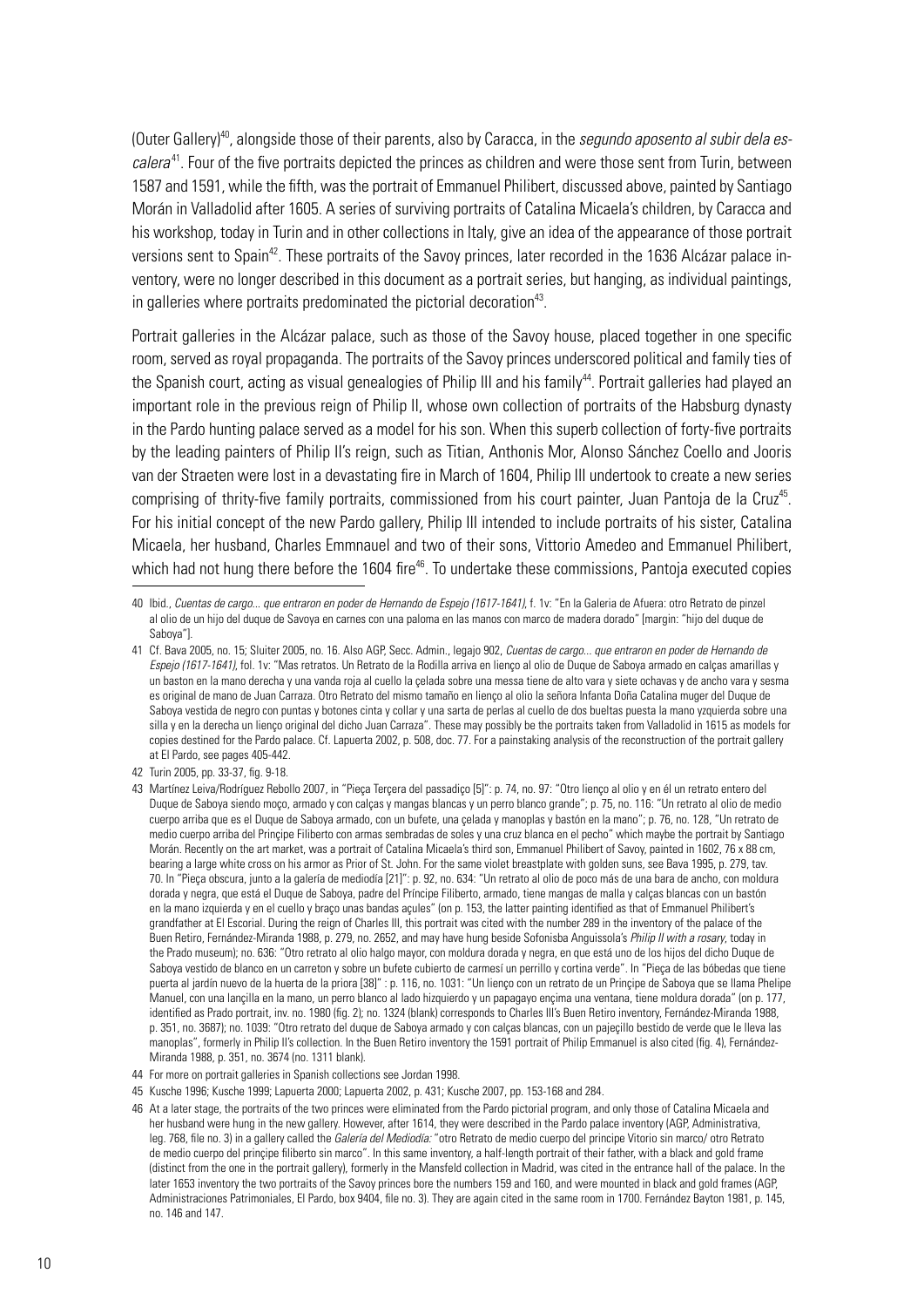(Outer Gallery)[40], alongside those of their parents, also by Caracca, in the *segundo aposento al subir dela escalera*[41]. Four of the five portraits depicted the princes as children and were those sent from Turin, between 1587 and 1591, while the fifth, was the portrait of Emmanuel Philibert, discussed above, painted by Santiago Morán in Valladolid after 1605. A series of surviving portraits of Catalina Micaela's children, by Caracca and his workshop, today in Turin and in other collections in Italy, give an idea of the appearance of those portrait versions sent to Spain[42]. These portraits of the Savoy princes, later recorded in the 1636 Alcázar palace inventory, were no longer described in this document as a portrait series, but hanging, as individual paintings, in galleries where portraits predominated the pictorial decoration[43].

Portrait galleries in the Alcázar palace, such as those of the Savoy house, placed together in one specific room, served as royal propaganda. The portraits of the Savoy princes underscored political and family ties of the Spanish court, acting as visual genealogies of Philip III and his family[44]. Portrait galleries had played an important role in the previous reign of Philip II, whose own collection of portraits of the Habsburg dynasty in the Pardo hunting palace served as a model for his son. When this superb collection of forty-five portraits by the leading painters of Philip II's reign, such as Titian, Anthonis Mor, Alonso Sánchez Coello and Jooris van der Straeten were lost in a devastating fire in March of 1604, Philip III undertook to create a new series comprising of thrity-five family portraits, commissioned from his court painter, Juan Pantoja de la Cruz[45]. For his initial concept of the new Pardo gallery, Philip III intended to include portraits of his sister, Catalina Micaela, her husband, Charles Emmnauel and two of their sons, Vittorio Amedeo and Emmanuel Philibert, which had not hung there before the 1604 fire[46]. To undertake these commissions, Pantoja executed copies

---

40 Ibid., *Cuentas de cargo... que entraron en poder de Hernando de Espejo (1617-1641)*, f. 1v: "En la Galeria de Afuera: otro Retrato de pinzel al olio de un hijo del duque de Savoya en carnes con una paloma en las manos con marco de madera dorado" [margin: "hijo del duque de Saboya"].

41 Cf. Bava 2005, no. 15; Sluiter 2005, no. 16. Also AGP, Secc. Admin., legajo 902, *Cuentas de cargo... que entraron en poder de Hernando de Espejo (1617-1641)*, fol. 1v: "Mas retratos. Un Retrato de la Rodilla arriva en lienço al olio de Duque de Saboya armado en calças amarillas y un baston en la mano derecha y una vanda roja al cuello la çelada sobre una messa tiene de alto vara y siete ochavas y de ancho vara y sesma es original de mano de Juan Carraza. Otro Retrato del mismo tamaño en lienço al olio la señora Infanta Doña Catalina muger del Duque de Saboya vestida de negro con puntas y botones cinta y collar y una sarta de perlas al cuello de dos bueltas puesta la mano yzquierda sobre una silla y en la derecha un lienço original del dicho Juan Carraza". These may possibly be the portraits taken from Valladolid in 1615 as models for copies destined for the Pardo palace. Cf. Lapuerta 2002, p. 508, doc. 77. For a painstaking analysis of the reconstruction of the portrait gallery at El Pardo, see pages 405-442.

42 Turin 2005, pp. 33-37, fig. 9-18.

43 Martínez Leiva/Rodríguez Rebollo 2007, in "Pieça Terçera del passadiço [5]": p. 74, no. 97: "Otro lienço al olio y en él un retrato entero del Duque de Saboya siendo moço, armado y con calças y mangas blancas y un perro blanco grande"; p. 75, no. 116: "Un retrato al olio de medio cuerpo arriba que es el Duque de Saboya armado, con un bufete, una çelada y manoplas y bastón en la mano"; p. 76, no. 128, "Un retrato de medio cuerpo arriba del Prinçipe Filiberto con armas sembradas de soles y una cruz blanca en el pecho" which maybe the portrait by Santiago Morán. Recently on the art market, was a portrait of Catalina Micaela's third son, Emmanuel Philibert of Savoy, painted in 1602, 76 x 88 cm, bearing a large white cross on his armor as Prior of St. John. For the same violet breastplate with golden suns, see Bava 1995, p. 279, tav. 70. In "Pieça obscura, junto a la galería de mediodía [21]": p. 92, no. 634: "Un retrato al olio de poco más de una bara de ancho, con moldura dorada y negra, que está el Duque de Saboya, padre del Príncipe Filiberto, armado, tiene mangas de malla y calças blancas con un bastón en la mano izquierda y en el cuello y braço unas bandas açules" (on p. 153, the latter painting identified as that of Emmanuel Philibert's grandfather at El Escorial. During the reign of Charles III, this portrait was cited with the number 289 in the inventory of the palace of the Buen Retiro, Fernández-Miranda 1988, p. 279, no. 2652, and may have hung beside Sofonisba Anguissola's *Philip II with a rosary*, today in the Prado museum); no. 636: "Otro retrato al olio halgo mayor, con moldura dorada y negra, en que está uno de los hijos del dicho Duque de Saboya vestido de blanco en un carreton y sobre un bufete cubierto de carmesí un perrillo y cortina verde". In "Pieça de las bóbedas que tiene puerta al jardín nuevo de la huerta de la priora [38]" : p. 116, no. 1031: "Un lienço con un retrato de un Prinçipe de Saboya que se llama Phelipe Manuel, con una lançilla en la mano, un perro blanco al lado hizquierdo y un papagayo ençima una ventana, tiene moldura dorada" (on p. 177, identified as Prado portrait, inv. no. 1980 (fig. 2); no. 1324 (blank) corresponds to Charles III's Buen Retiro inventory, Fernández-Miranda 1988, p. 351, no. 3687); no. 1039: "Otro retrato del duque de Saboya armado y con calças blancas, con un pajeçillo bestido de verde que le lleva las manoplas", formerly in Philip II's collection. In the Buen Retiro inventory the 1591 portrait of Philip Emmanuel is also cited (fig. 4), Fernández-Miranda 1988, p. 351, no. 3674 (no. 1311 blank).

44 For more on portrait galleries in Spanish collections see Jordan 1998.

45 Kusche 1996; Kusche 1999; Lapuerta 2000; Lapuerta 2002, p. 431; Kusche 2007, pp. 153-168 and 284.

46 At a later stage, the portraits of the two princes were eliminated from the Pardo pictorial program, and only those of Catalina Micaela and her husband were hung in the new gallery. However, after 1614, they were described in the Pardo palace inventory (AGP, Administrativa, leg. 768, file no. 3) in a gallery called the *Galería del Mediodía:* "otro Retrato de medio cuerpo del principe Vitorio sin marco/ otro Retrato de medio cuerpo del prinçipe filiberto sin marco". In this same inventory, a half-length portrait of their father, with a black and gold frame (distinct from the one in the portrait gallery), formerly in the Mansfeld collection in Madrid, was cited in the entrance hall of the palace. In the later 1653 inventory the two portraits of the Savoy princes bore the numbers 159 and 160, and were mounted in black and gold frames (AGP, Administraciones Patrimoniales, El Pardo, box 9404, file no. 3). They are again cited in the same room in 1700. Fernández Bayton 1981, p. 145, no. 146 and 147.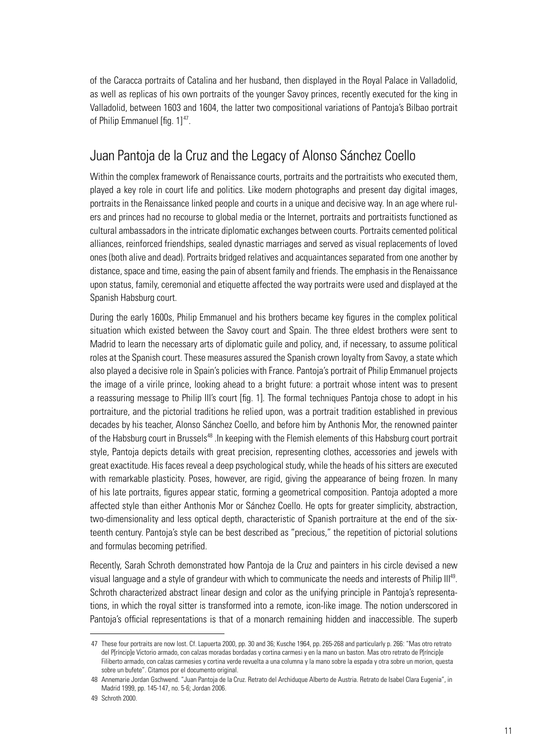of the Caracca portraits of Catalina and her husband, then displayed in the Royal Palace in Valladolid, as well as replicas of his own portraits of the younger Savoy princes, recently executed for the king in Valladolid, between 1603 and 1604, the latter two compositional variations of Pantoja's Bilbao portrait of Philip Emmanuel [fig. 1][47].

## Juan Pantoja de la Cruz and the Legacy of Alonso Sánchez Coello

Within the complex framework of Renaissance courts, portraits and the portraitists who executed them, played a key role in court life and politics. Like modern photographs and present day digital images, portraits in the Renaissance linked people and courts in a unique and decisive way. In an age where rulers and princes had no recourse to global media or the Internet, portraits and portraitists functioned as cultural ambassadors in the intricate diplomatic exchanges between courts. Portraits cemented political alliances, reinforced friendships, sealed dynastic marriages and served as visual replacements of loved ones (both alive and dead). Portraits bridged relatives and acquaintances separated from one another by distance, space and time, easing the pain of absent family and friends. The emphasis in the Renaissance upon status, family, ceremonial and etiquette affected the way portraits were used and displayed at the Spanish Habsburg court.

During the early 1600s, Philip Emmanuel and his brothers became key figures in the complex political situation which existed between the Savoy court and Spain. The three eldest brothers were sent to Madrid to learn the necessary arts of diplomatic guile and policy, and, if necessary, to assume political roles at the Spanish court. These measures assured the Spanish crown loyalty from Savoy, a state which also played a decisive role in Spain's policies with France. Pantoja's portrait of Philip Emmanuel projects the image of a virile prince, looking ahead to a bright future: a portrait whose intent was to present a reassuring message to Philip III's court [fig. 1]. The formal techniques Pantoja chose to adopt in his portraiture, and the pictorial traditions he relied upon, was a portrait tradition established in previous decades by his teacher, Alonso Sánchez Coello, and before him by Anthonis Mor, the renowned painter of the Habsburg court in Brussels[48] .In keeping with the Flemish elements of this Habsburg court portrait style, Pantoja depicts details with great precision, representing clothes, accessories and jewels with great exactitude. His faces reveal a deep psychological study, while the heads of his sitters are executed with remarkable plasticity. Poses, however, are rigid, giving the appearance of being frozen. In many of his late portraits, figures appear static, forming a geometrical composition. Pantoja adopted a more affected style than either Anthonis Mor or Sánchez Coello. He opts for greater simplicity, abstraction, two-dimensionality and less optical depth, characteristic of Spanish portraiture at the end of the sixteenth century. Pantoja's style can be best described as "precious," the repetition of pictorial solutions and formulas becoming petrified.

Recently, Sarah Schroth demonstrated how Pantoja de la Cruz and painters in his circle devised a new visual language and a style of grandeur with which to communicate the needs and interests of Philip III[49]. Schroth characterized abstract linear design and color as the unifying principle in Pantoja's representations, in which the royal sitter is transformed into a remote, icon-like image. The notion underscored in Pantoja's official representations is that of a monarch remaining hidden and inaccessible. The superb

---

47 These four portraits are now lost. Cf. Lapuerta 2000, pp. 30 and 36; Kusche 1964, pp. 265-268 and particularly p. 266: "Mas otro retrato del P[ríncip]e Victorio armado, con calzas moradas bordadas y cortina carmesi y en la mano un baston. Mas otro retrato de P[ríncip]e Filiberto armado, con calzas carmesies y cortina verde revuelta a una columna y la mano sobre la espada y otra sobre un morion, questa sobre un bufete". Citamos por el documento original.

48 Annemarie Jordan Gschwend. "Juan Pantoja de la Cruz. Retrato del Archiduque Alberto de Austria. Retrato de Isabel Clara Eugenia", in Madrid 1999, pp. 145-147, no. 5-6; Jordan 2006.

49 Schroth 2000.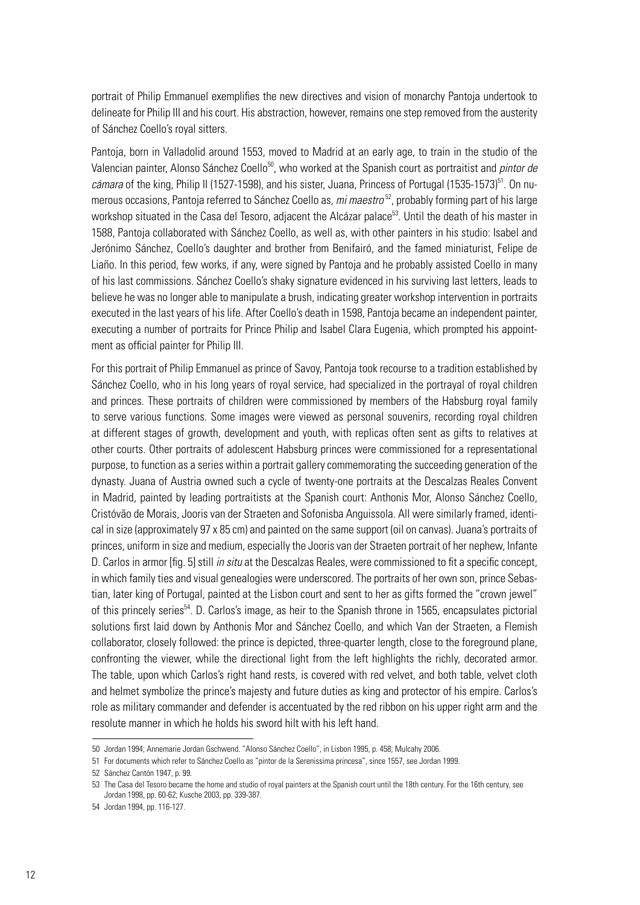portrait of Philip Emmanuel exemplifies the new directives and vision of monarchy Pantoja undertook to delineate for Philip III and his court. His abstraction, however, remains one step removed from the austerity of Sánchez Coello's royal sitters.

Pantoja, born in Valladolid around 1553, moved to Madrid at an early age, to train in the studio of the Valencian painter, Alonso Sánchez Coello[50], who worked at the Spanish court as portraitist and *pintor de cámara* of the king, Philip II (1527-1598), and his sister, Juana, Princess of Portugal (1535-1573)[51]. On numerous occasions, Pantoja referred to Sánchez Coello as, *mi maestro*[52], probably forming part of his large workshop situated in the Casa del Tesoro, adjacent the Alcázar palace[53]. Until the death of his master in 1588, Pantoja collaborated with Sánchez Coello, as well as, with other painters in his studio: Isabel and Jerónimo Sánchez, Coello's daughter and brother from Benifairó, and the famed miniaturist, Felipe de Liaño. In this period, few works, if any, were signed by Pantoja and he probably assisted Coello in many of his last commissions. Sánchez Coello's shaky signature evidenced in his surviving last letters, leads to believe he was no longer able to manipulate a brush, indicating greater workshop intervention in portraits executed in the last years of his life. After Coello's death in 1598, Pantoja became an independent painter, executing a number of portraits for Prince Philip and Isabel Clara Eugenia, which prompted his appointment as official painter for Philip III.

For this portrait of Philip Emmanuel as prince of Savoy, Pantoja took recourse to a tradition established by Sánchez Coello, who in his long years of royal service, had specialized in the portrayal of royal children and princes. These portraits of children were commissioned by members of the Habsburg royal family to serve various functions. Some images were viewed as personal souvenirs, recording royal children at different stages of growth, development and youth, with replicas often sent as gifts to relatives at other courts. Other portraits of adolescent Habsburg princes were commissioned for a representational purpose, to function as a series within a portrait gallery commemorating the succeeding generation of the dynasty. Juana of Austria owned such a cycle of twenty-one portraits at the Descalzas Reales Convent in Madrid, painted by leading portraitists at the Spanish court: Anthonis Mor, Alonso Sánchez Coello, Cristóvão de Morais, Jooris van der Straeten and Sofonisba Anguissola. All were similarly framed, identical in size (approximately 97 x 85 cm) and painted on the same support (oil on canvas). Juana's portraits of princes, uniform in size and medium, especially the Jooris van der Straeten portrait of her nephew, Infante D. Carlos in armor [fig. 5] still *in situ* at the Descalzas Reales, were commissioned to fit a specific concept, in which family ties and visual genealogies were underscored. The portraits of her own son, prince Sebastian, later king of Portugal, painted at the Lisbon court and sent to her as gifts formed the "crown jewel" of this princely series[54]. D. Carlos's image, as heir to the Spanish throne in 1565, encapsulates pictorial solutions first laid down by Anthonis Mor and Sánchez Coello, and which Van der Straeten, a Flemish collaborator, closely followed: the prince is depicted, three-quarter length, close to the foreground plane, confronting the viewer, while the directional light from the left highlights the richly, decorated armor. The table, upon which Carlos's right hand rests, is covered with red velvet, and both table, velvet cloth and helmet symbolize the prince's majesty and future duties as king and protector of his empire. Carlos's role as military commander and defender is accentuated by the red ribbon on his upper right arm and the resolute manner in which he holds his sword hilt with his left hand.

---

50 Jordan 1994; Annemarie Jordan Gschwend. "Alonso Sánchez Coello", in Lisbon 1995, p. 458; Mulcahy 2006.

51 For documents which refer to Sánchez Coello as "pintor de la Serenissima princesa", since 1557, see Jordan 1999.

52 Sánchez Cantón 1947, p. 99.

53 The Casa del Tesoro became the home and studio of royal painters at the Spanish court until the 18th century. For the 16th century, see Jordan 1998, pp. 60-62; Kusche 2003, pp. 339-387.

54 Jordan 1994, pp. 116-127.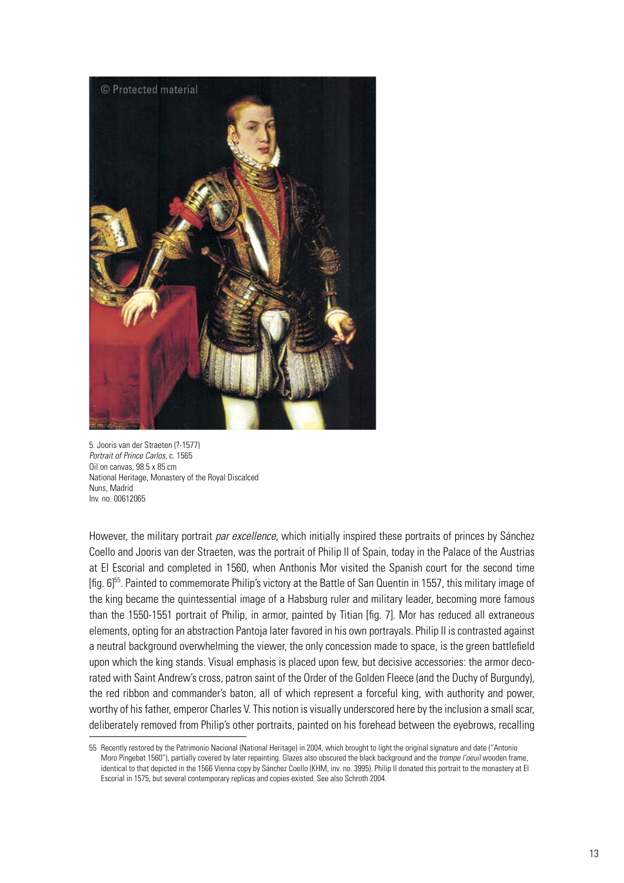5. Jooris van der Straeten (?-1577)
*Portrait of Prince Carlos*, c. 1565
Oil on canvas, 98.5 x 85 cm
National Heritage, Monastery of the Royal Discalced Nuns, Madrid
Inv. no. 00612065

However, the military portrait *par excellence*, which initially inspired these portraits of princes by Sánchez Coello and Jooris van der Straeten, was the portrait of Philip II of Spain, today in the Palace of the Austrias at El Escorial and completed in 1560, when Anthonis Mor visited the Spanish court for the second time [fig. 6][55]. Painted to commemorate Philip's victory at the Battle of San Quentin in 1557, this military image of the king became the quintessential image of a Habsburg ruler and military leader, becoming more famous than the 1550-1551 portrait of Philip, in armor, painted by Titian [fig. 7]. Mor has reduced all extraneous elements, opting for an abstraction Pantoja later favored in his own portrayals. Philip II is contrasted against a neutral background overwhelming the viewer, the only concession made to space, is the green battlefield upon which the king stands. Visual emphasis is placed upon few, but decisive accessories: the armor decorated with Saint Andrew's cross, patron saint of the Order of the Golden Fleece (and the Duchy of Burgundy), the red ribbon and commander's baton, all of which represent a forceful king, with authority and power, worthy of his father, emperor Charles V. This notion is visually underscored here by the inclusion a small scar, deliberately removed from Philip's other portraits, painted on his forehead between the eyebrows, recalling

55 Recently restored by the Patrimonio Nacional (National Heritage) in 2004, which brought to light the original signature and date ("Antonio Moro Pingebat 1560"), partially covered by later repainting. Glazes also obscured the black background and the *trompe l'oeuil* wooden frame, identical to that depicted in the 1566 Vienna copy by Sánchez Coello (KHM, inv. no. 3995). Philip II donated this portrait to the monastery at El Escorial in 1575, but several contemporary replicas and copies existed. See also Schroth 2004.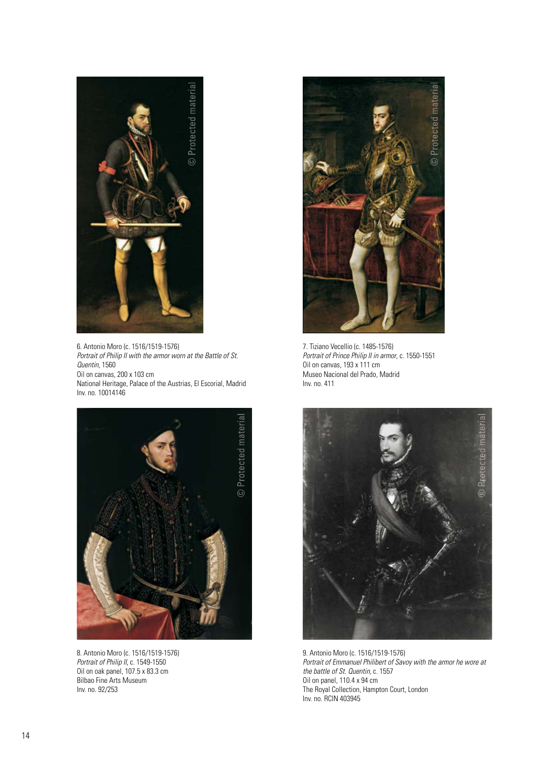6. Antonio Moro (c. 1516/1519-1576)
*Portrait of Philip II with the armor worn at the Battle of St. Quentin*, 1560
Oil on canvas, 200 x 103 cm
National Heritage, Palace of the Austrias, El Escorial, Madrid
Inv. no. 10014146

7. Tiziano Vecellio (c. 1485-1576)
*Portrait of Prince Philip II in armor*, c. 1550-1551
Oil on canvas, 193 x 111 cm
Museo Nacional del Prado, Madrid
Inv. no. 411

8. Antonio Moro (c. 1516/1519-1576)
*Portrait of Philip II*, c. 1549-1550
Oil on oak panel, 107.5 x 83.3 cm
Bilbao Fine Arts Museum
Inv. no. 92/253

9. Antonio Moro (c. 1516/1519-1576)
*Portrait of Emmanuel Philibert of Savoy with the armor he wore at the battle of St. Quentin*, c. 1557
Oil on panel, 110.4 x 94 cm
The Royal Collection, Hampton Court, London
Inv. no. RCIN 403945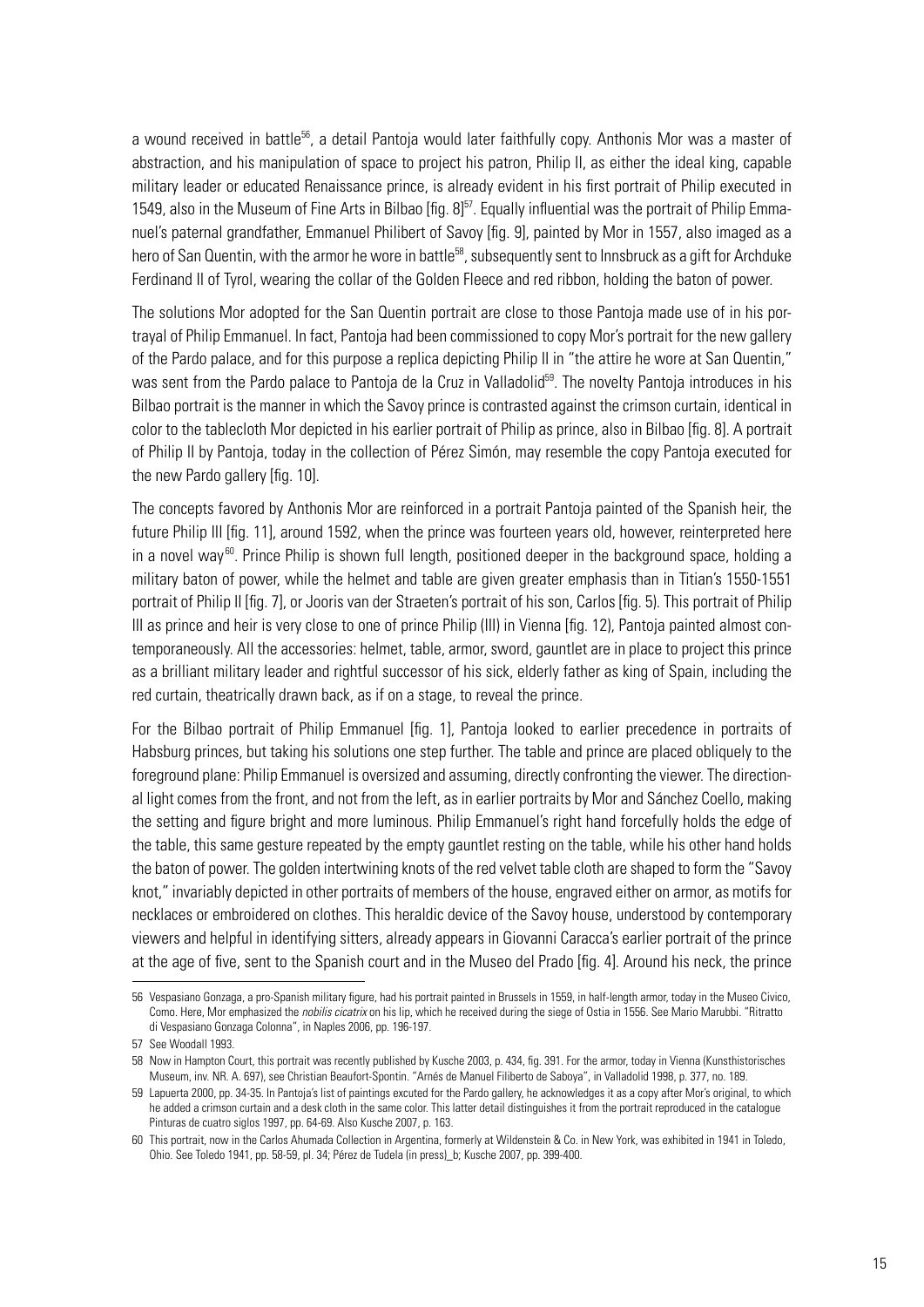a wound received in battle[56], a detail Pantoja would later faithfully copy. Anthonis Mor was a master of abstraction, and his manipulation of space to project his patron, Philip II, as either the ideal king, capable military leader or educated Renaissance prince, is already evident in his first portrait of Philip executed in 1549, also in the Museum of Fine Arts in Bilbao [fig. 8][57]. Equally influential was the portrait of Philip Emmanuel's paternal grandfather, Emmanuel Philibert of Savoy [fig. 9], painted by Mor in 1557, also imaged as a hero of San Quentin, with the armor he wore in battle[58], subsequently sent to Innsbruck as a gift for Archduke Ferdinand II of Tyrol, wearing the collar of the Golden Fleece and red ribbon, holding the baton of power.

The solutions Mor adopted for the San Quentin portrait are close to those Pantoja made use of in his portrayal of Philip Emmanuel. In fact, Pantoja had been commissioned to copy Mor's portrait for the new gallery of the Pardo palace, and for this purpose a replica depicting Philip II in "the attire he wore at San Quentin," was sent from the Pardo palace to Pantoja de la Cruz in Valladolid[59]. The novelty Pantoja introduces in his Bilbao portrait is the manner in which the Savoy prince is contrasted against the crimson curtain, identical in color to the tablecloth Mor depicted in his earlier portrait of Philip as prince, also in Bilbao [fig. 8]. A portrait of Philip II by Pantoja, today in the collection of Pérez Simón, may resemble the copy Pantoja executed for the new Pardo gallery [fig. 10].

The concepts favored by Anthonis Mor are reinforced in a portrait Pantoja painted of the Spanish heir, the future Philip III [fig. 11], around 1592, when the prince was fourteen years old, however, reinterpreted here in a novel way[60]. Prince Philip is shown full length, positioned deeper in the background space, holding a military baton of power, while the helmet and table are given greater emphasis than in Titian's 1550-1551 portrait of Philip II [fig. 7], or Jooris van der Straeten's portrait of his son, Carlos [fig. 5]. This portrait of Philip III as prince and heir is very close to one of prince Philip (III) in Vienna [fig. 12], Pantoja painted almost contemporaneously. All the accessories: helmet, table, armor, sword, gauntlet are in place to project this prince as a brilliant military leader and rightful successor of his sick, elderly father as king of Spain, including the red curtain, theatrically drawn back, as if on a stage, to reveal the prince.

For the Bilbao portrait of Philip Emmanuel [fig. 1], Pantoja looked to earlier precedence in portraits of Habsburg princes, but taking his solutions one step further. The table and prince are placed obliquely to the foreground plane: Philip Emmanuel is oversized and assuming, directly confronting the viewer. The directional light comes from the front, and not from the left, as in earlier portraits by Mor and Sánchez Coello, making the setting and figure bright and more luminous. Philip Emmanuel's right hand forcefully holds the edge of the table, this same gesture repeated by the empty gauntlet resting on the table, while his other hand holds the baton of power. The golden intertwining knots of the red velvet table cloth are shaped to form the "Savoy knot," invariably depicted in other portraits of members of the house, engraved either on armor, as motifs for necklaces or embroidered on clothes. This heraldic device of the Savoy house, understood by contemporary viewers and helpful in identifying sitters, already appears in Giovanni Caracca's earlier portrait of the prince at the age of five, sent to the Spanish court and in the Museo del Prado [fig. 4]. Around his neck, the prince

---

56 Vespasiano Gonzaga, a pro-Spanish military figure, had his portrait painted in Brussels in 1559, in half-length armor, today in the Museo Civico, Como. Here, Mor emphasized the *nobilis cicatrix* on his lip, which he received during the siege of Ostia in 1556. See Mario Marubbi. "Ritratto di Vespasiano Gonzaga Colonna", in Naples 2006, pp. 196-197.

57 See Woodall 1993.

58 Now in Hampton Court, this portrait was recently published by Kusche 2003, p. 434, fig. 391. For the armor, today in Vienna (Kunsthistorisches Museum, inv. NR. A. 697), see Christian Beaufort-Spontin. "Arnés de Manuel Filiberto de Saboya", in Valladolid 1998, p. 377, no. 189.

59 Lapuerta 2000, pp. 34-35. In Pantoja's list of paintings excuted for the Pardo gallery, he acknowledges it as a copy after Mor's original, to which he added a crimson curtain and a desk cloth in the same color. This latter detail distinguishes it from the portrait reproduced in the catalogue Pinturas de cuatro siglos 1997, pp. 64-69. Also Kusche 2007, p. 163.

60 This portrait, now in the Carlos Ahumada Collection in Argentina, formerly at Wildenstein & Co. in New York, was exhibited in 1941 in Toledo, Ohio. See Toledo 1941, pp. 58-59, pl. 34; Pérez de Tudela (in press)_b; Kusche 2007, pp. 399-400.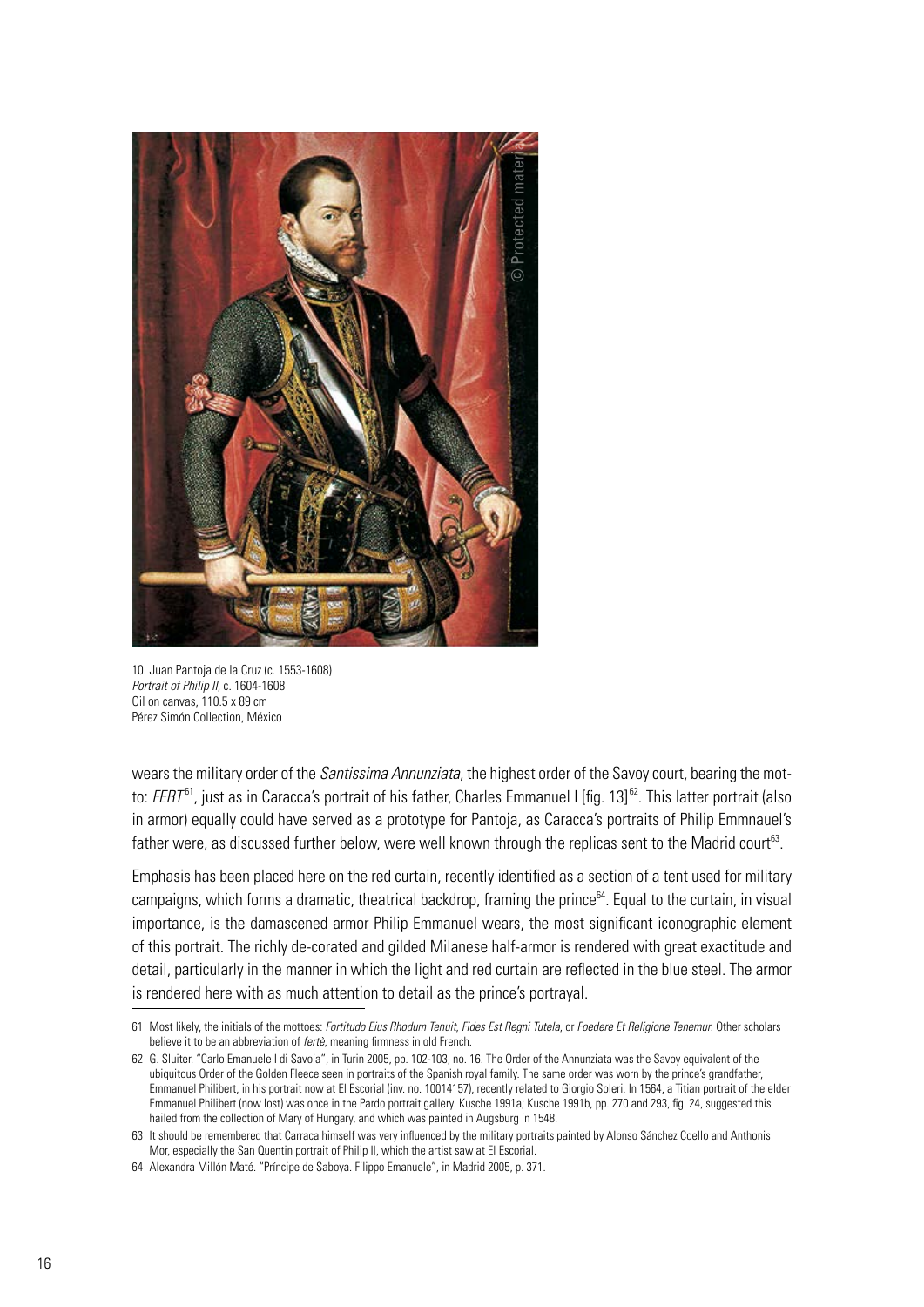10. Juan Pantoja de la Cruz (c. 1553-1608)
*Portrait of Philip II*, c. 1604-1608
Oil on canvas, 110.5 x 89 cm
Pérez Simón Collection, México

wears the military order of the *Santissima Annunziata*, the highest order of the Savoy court, bearing the motto: *FERT*[61], just as in Caracca's portrait of his father, Charles Emmanuel I [fig. 13][62]. This latter portrait (also in armor) equally could have served as a prototype for Pantoja, as Caracca's portraits of Philip Emmnauel's father were, as discussed further below, were well known through the replicas sent to the Madrid court[63].

Emphasis has been placed here on the red curtain, recently identified as a section of a tent used for military campaigns, which forms a dramatic, theatrical backdrop, framing the prince[64]. Equal to the curtain, in visual importance, is the damascened armor Philip Emmanuel wears, the most significant iconographic element of this portrait. The richly de-corated and gilded Milanese half-armor is rendered with great exactitude and detail, particularly in the manner in which the light and red curtain are reflected in the blue steel. The armor is rendered here with as much attention to detail as the prince's portrayal.

61 Most likely, the initials of the mottoes: *Fortitudo Eius Rhodum Tenuit, Fides Est Regni Tutela*, or *Foedere Et Religione Tenemur*. Other scholars believe it to be an abbreviation of *fertè*, meaning firmness in old French.

62 G. Sluiter. "Carlo Emanuele I di Savoia", in Turin 2005, pp. 102-103, no. 16. The Order of the Annunziata was the Savoy equivalent of the ubiquitous Order of the Golden Fleece seen in portraits of the Spanish royal family. The same order was worn by the prince's grandfather, Emmanuel Philibert, in his portrait now at El Escorial (inv. no. 10014157), recently related to Giorgio Soleri. In 1564, a Titian portrait of the elder Emmanuel Philibert (now lost) was once in the Pardo portrait gallery. Kusche 1991a; Kusche 1991b, pp. 270 and 293, fig. 24, suggested this hailed from the collection of Mary of Hungary, and which was painted in Augsburg in 1548.

63 It should be remembered that Carraca himself was very influenced by the military portraits painted by Alonso Sánchez Coello and Anthonis Mor, especially the San Quentin portrait of Philip II, which the artist saw at El Escorial.

64 Alexandra Millón Maté. "Príncipe de Saboya. Filippo Emanuele", in Madrid 2005, p. 371.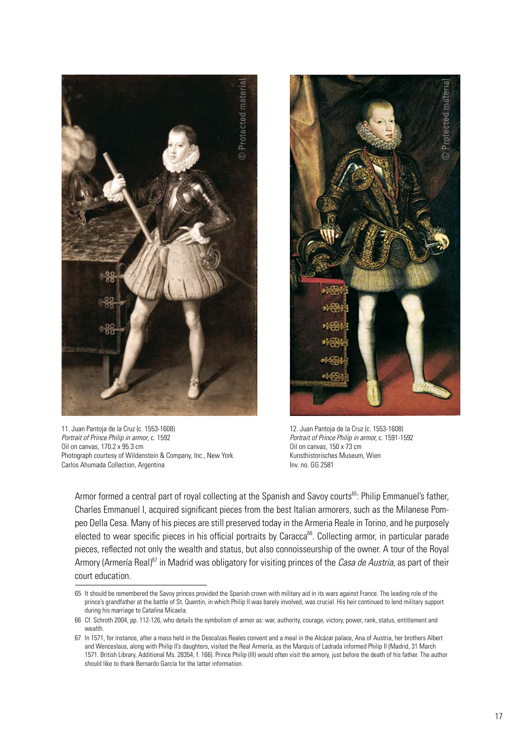11. Juan Pantoja de la Cruz (c. 1553-1608)
*Portrait of Prince Philip in armor*, c. 1592
Oil on canvas, 170.2 x 95.3 cm
Photograph courtesy of Wildenstein & Company, Inc., New York
Carlos Ahumada Collection, Argentina

12. Juan Pantoja de la Cruz (c. 1553-1608)
*Portrait of Prince Philip in armor,* c. 1591-1592
Oil on canvas, 150 x 73 cm
Kunsthistorisches Museum, Wien
Inv. no. GG 2581

Armor formed a central part of royal collecting at the Spanish and Savoy courts[65]: Philip Emmanuel's father, Charles Emmanuel I, acquired significant pieces from the best Italian armorers, such as the Milanese Pompeo Della Cesa. Many of his pieces are still preserved today in the Armeria Reale in Torino, and he purposely elected to wear specific pieces in his official portraits by Caracca[66]. Collecting armor, in particular parade pieces, reflected not only the wealth and status, but also connoisseurship of the owner. A tour of the Royal Armory (Armería Real)[67] in Madrid was obligatory for visiting princes of the *Casa de Austria*, as part of their court education.

---

65 It should be remembered the Savoy princes provided the Spanish crown with military aid in its wars against France. The leading role of the prince's grandfather at the battle of St. Quentin, in which Philip II was barely involved, was crucial. His heir continued to lend military support during his marriage to Catalina Micaela.

66 Cf. Schroth 2004, pp. 112-126, who details the symbolism of armor as: war, authority, courage, victory, power, rank, status, entitlement and wealth.

67 In 1571, for instance, after a mass held in the Descalzas Reales convent and a meal in the Alcázar palace, Ana of Austria, her brothers Albert and Wenceslaus, along with Philip II's daughters, visited the Real Armería, as the Marquis of Ladrada informed Philip II (Madrid, 31 March 1571. British Library, Additional Ms. 28354, f. 166). Prince Philip (III) would often visit the armory, just before the death of his father. The author should like to thank Bernardo García for the latter information.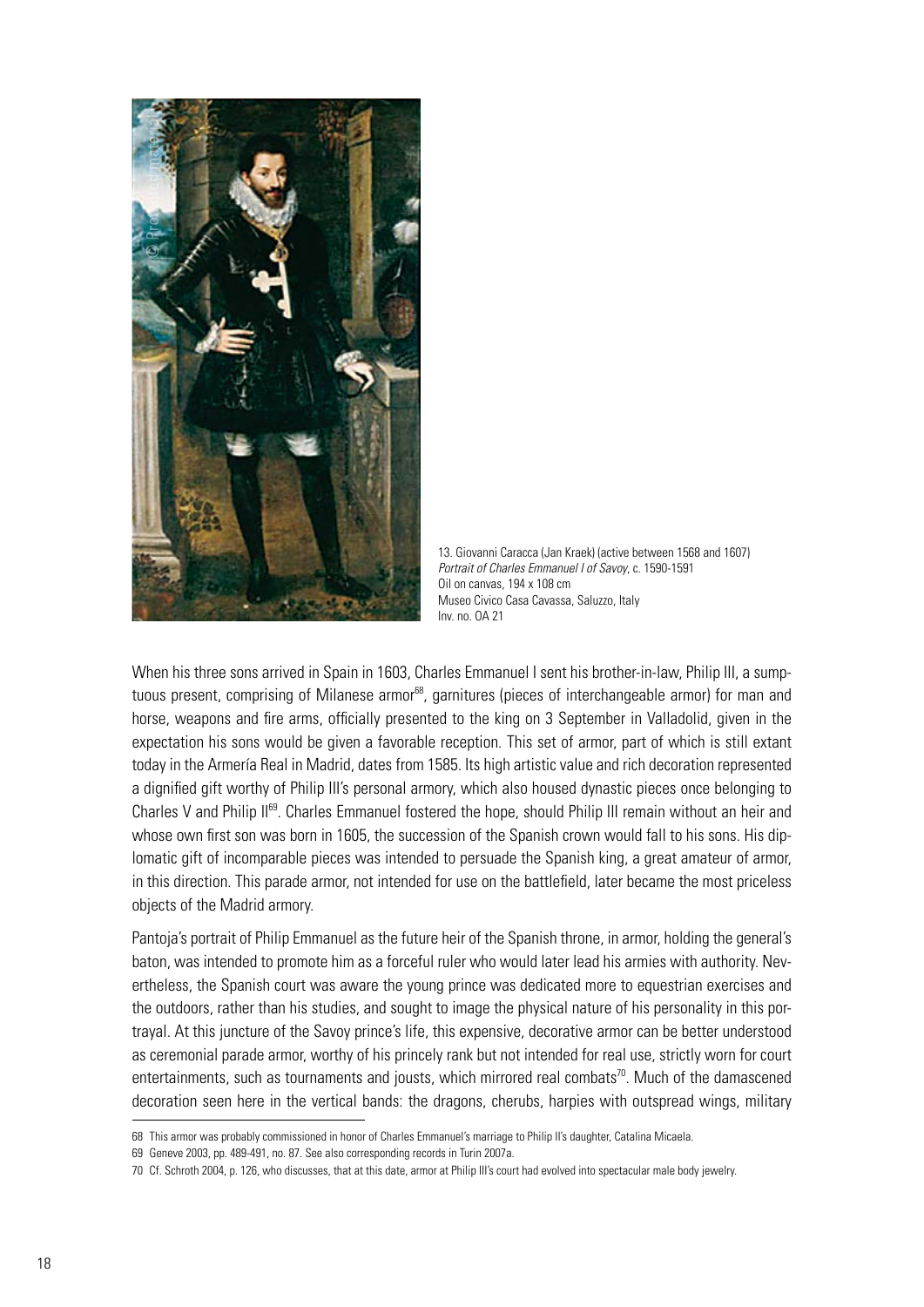13. Giovanni Caracca (Jan Kraek) (active between 1568 and 1607)
*Portrait of Charles Emmanuel I of Savoy*, c. 1590-1591
Oil on canvas, 194 x 108 cm
Museo Civico Casa Cavassa, Saluzzo, Italy
Inv. no. OA 21

When his three sons arrived in Spain in 1603, Charles Emmanuel I sent his brother-in-law, Philip III, a sumptuous present, comprising of Milanese armor[68], garnitures (pieces of interchangeable armor) for man and horse, weapons and fire arms, officially presented to the king on 3 September in Valladolid, given in the expectation his sons would be given a favorable reception. This set of armor, part of which is still extant today in the Armería Real in Madrid, dates from 1585. Its high artistic value and rich decoration represented a dignified gift worthy of Philip III's personal armory, which also housed dynastic pieces once belonging to Charles V and Philip II[69]. Charles Emmanuel fostered the hope, should Philip III remain without an heir and whose own first son was born in 1605, the succession of the Spanish crown would fall to his sons. His diplomatic gift of incomparable pieces was intended to persuade the Spanish king, a great amateur of armor, in this direction. This parade armor, not intended for use on the battlefield, later became the most priceless objects of the Madrid armory.

Pantoja's portrait of Philip Emmanuel as the future heir of the Spanish throne, in armor, holding the general's baton, was intended to promote him as a forceful ruler who would later lead his armies with authority. Nevertheless, the Spanish court was aware the young prince was dedicated more to equestrian exercises and the outdoors, rather than his studies, and sought to image the physical nature of his personality in this portrayal. At this juncture of the Savoy prince's life, this expensive, decorative armor can be better understood as ceremonial parade armor, worthy of his princely rank but not intended for real use, strictly worn for court entertainments, such as tournaments and jousts, which mirrored real combats[70]. Much of the damascened decoration seen here in the vertical bands: the dragons, cherubs, harpies with outspread wings, military

68 This armor was probably commissioned in honor of Charles Emmanuel's marriage to Philip II's daughter, Catalina Micaela.

69 Geneve 2003, pp. 489-491, no. 87. See also corresponding records in Turin 2007a.

70 Cf. Schroth 2004, p. 126, who discusses, that at this date, armor at Philip III's court had evolved into spectacular male body jewelry.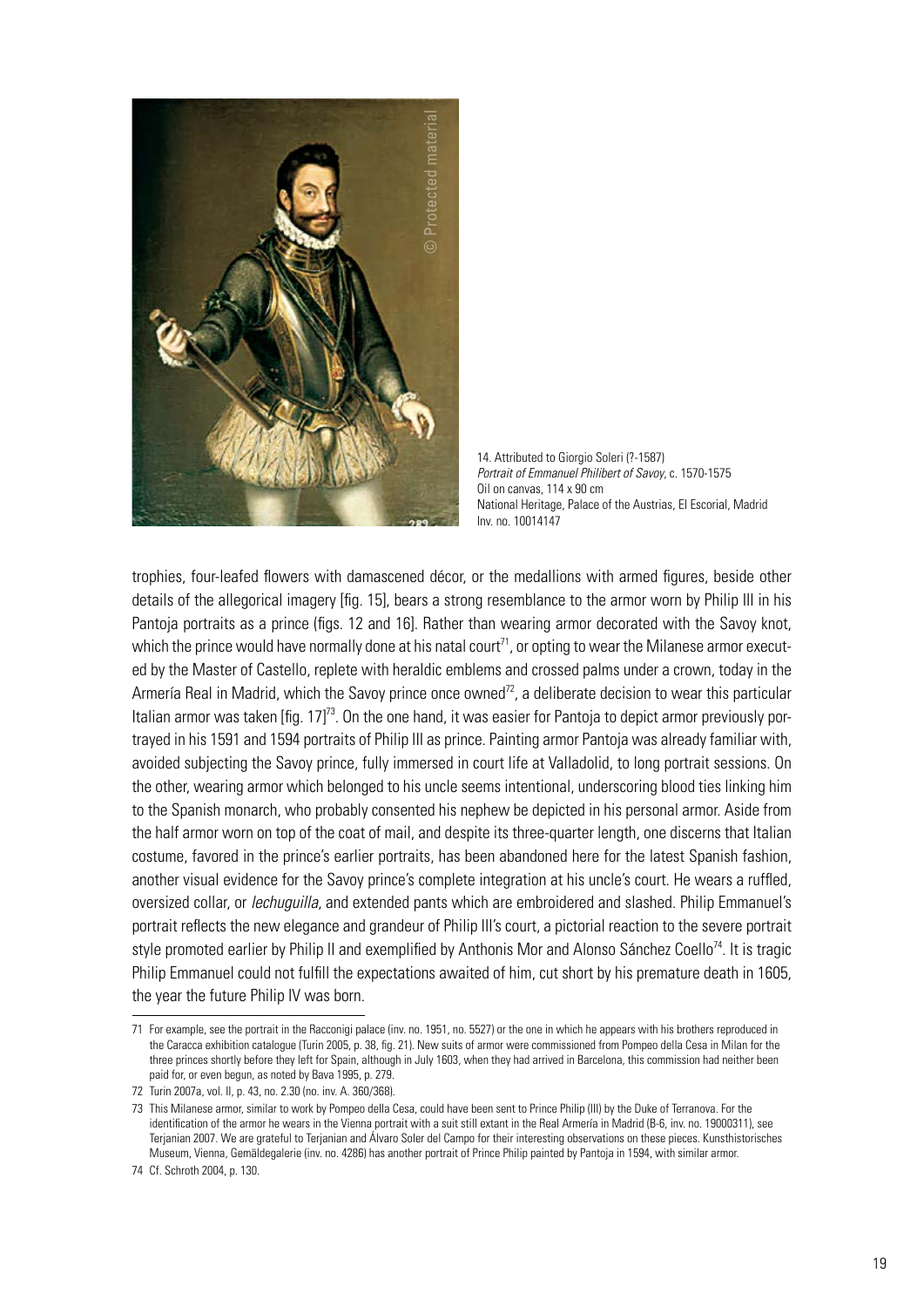14. Attributed to Giorgio Soleri (?-1587)
*Portrait of Emmanuel Philibert of Savoy*, c. 1570-1575
Oil on canvas, 114 x 90 cm
National Heritage, Palace of the Austrias, El Escorial, Madrid
Inv. no. 10014147

trophies, four-leafed flowers with damascened décor, or the medallions with armed figures, beside other details of the allegorical imagery [fig. 15], bears a strong resemblance to the armor worn by Philip III in his Pantoja portraits as a prince (figs. 12 and 16). Rather than wearing armor decorated with the Savoy knot, which the prince would have normally done at his natal court[71], or opting to wear the Milanese armor executed by the Master of Castello, replete with heraldic emblems and crossed palms under a crown, today in the Armería Real in Madrid, which the Savoy prince once owned[72], a deliberate decision to wear this particular Italian armor was taken [fig. 17][73]. On the one hand, it was easier for Pantoja to depict armor previously portrayed in his 1591 and 1594 portraits of Philip III as prince. Painting armor Pantoja was already familiar with, avoided subjecting the Savoy prince, fully immersed in court life at Valladolid, to long portrait sessions. On the other, wearing armor which belonged to his uncle seems intentional, underscoring blood ties linking him to the Spanish monarch, who probably consented his nephew be depicted in his personal armor. Aside from the half armor worn on top of the coat of mail, and despite its three-quarter length, one discerns that Italian costume, favored in the prince's earlier portraits, has been abandoned here for the latest Spanish fashion, another visual evidence for the Savoy prince's complete integration at his uncle's court. He wears a ruffled, oversized collar, or *lechuguilla*, and extended pants which are embroidered and slashed. Philip Emmanuel's portrait reflects the new elegance and grandeur of Philip III's court, a pictorial reaction to the severe portrait style promoted earlier by Philip II and exemplified by Anthonis Mor and Alonso Sánchez Coello[74]. It is tragic Philip Emmanuel could not fulfill the expectations awaited of him, cut short by his premature death in 1605, the year the future Philip IV was born.

---

71 For example, see the portrait in the Racconigi palace (inv. no. 1951, no. 5527) or the one in which he appears with his brothers reproduced in the Caracca exhibition catalogue (Turin 2005, p. 38, fig. 21). New suits of armor were commissioned from Pompeo della Cesa in Milan for the three princes shortly before they left for Spain, although in July 1603, when they had arrived in Barcelona, this commission had neither been paid for, or even begun, as noted by Bava 1995, p. 279.

72 Turin 2007a, vol. II, p. 43, no. 2.30 (no. inv. A. 360/368).

73 This Milanese armor, similar to work by Pompeo della Cesa, could have been sent to Prince Philip (III) by the Duke of Terranova. For the identification of the armor he wears in the Vienna portrait with a suit still extant in the Real Armería in Madrid (B-6, inv. no. 19000311), see Terjanian 2007. We are grateful to Terjanian and Álvaro Soler del Campo for their interesting observations on these pieces. Kunsthistorisches Museum, Vienna, Gemäldegalerie (inv. no. 4286) has another portrait of Prince Philip painted by Pantoja in 1594, with similar armor.

74 Cf. Schroth 2004, p. 130.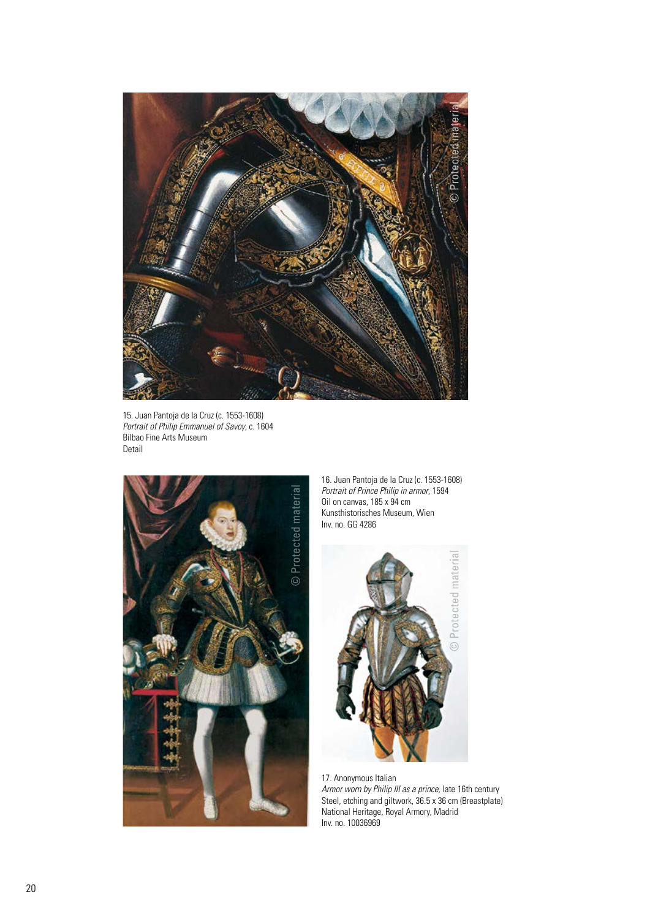15. Juan Pantoja de la Cruz (c. 1553-1608)
*Portrait of Philip Emmanuel of Savoy*, c. 1604
Bilbao Fine Arts Museum
Detail

16. Juan Pantoja de la Cruz (c. 1553-1608)
*Portrait of Prince Philip in armor*, 1594
Oil on canvas, 185 x 94 cm
Kunsthistorisches Museum, Wien
Inv. no. GG 4286

17. Anonymous Italian
*Armor worn by Philip III as a prince,* late 16th century
Steel, etching and giltwork, 36.5 x 36 cm (Breastplate)
National Heritage, Royal Armory, Madrid
Inv. no. 10036969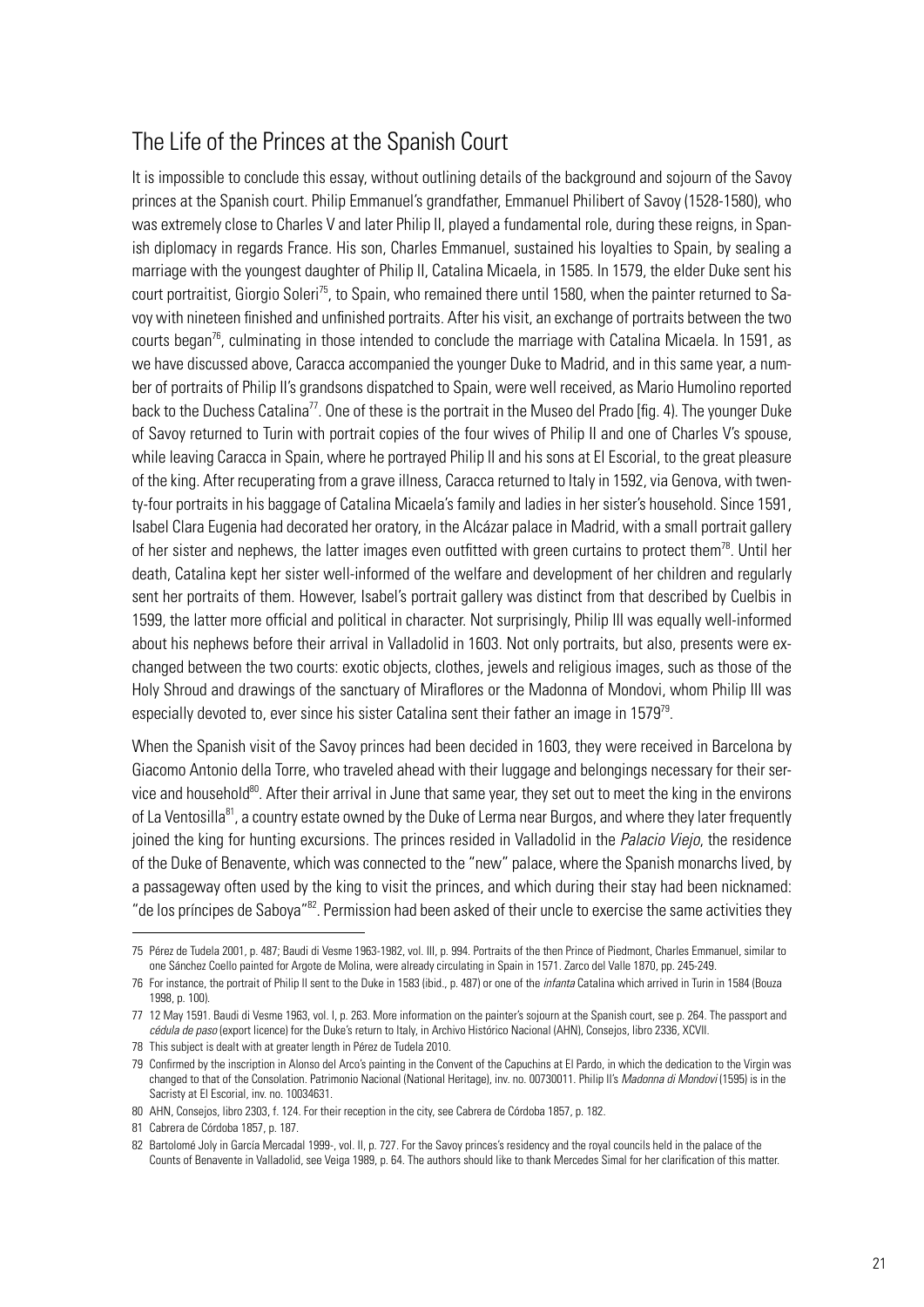## The Life of the Princes at the Spanish Court

It is impossible to conclude this essay, without outlining details of the background and sojourn of the Savoy princes at the Spanish court. Philip Emmanuel's grandfather, Emmanuel Philibert of Savoy (1528-1580), who was extremely close to Charles V and later Philip II, played a fundamental role, during these reigns, in Spanish diplomacy in regards France. His son, Charles Emmanuel, sustained his loyalties to Spain, by sealing a marriage with the youngest daughter of Philip II, Catalina Micaela, in 1585. In 1579, the elder Duke sent his court portraitist, Giorgio Soleri[75], to Spain, who remained there until 1580, when the painter returned to Savoy with nineteen finished and unfinished portraits. After his visit, an exchange of portraits between the two courts began[76], culminating in those intended to conclude the marriage with Catalina Micaela. In 1591, as we have discussed above, Caracca accompanied the younger Duke to Madrid, and in this same year, a number of portraits of Philip II's grandsons dispatched to Spain, were well received, as Mario Humolino reported back to the Duchess Catalina[77]. One of these is the portrait in the Museo del Prado [fig. 4). The younger Duke of Savoy returned to Turin with portrait copies of the four wives of Philip II and one of Charles V's spouse, while leaving Caracca in Spain, where he portrayed Philip II and his sons at El Escorial, to the great pleasure of the king. After recuperating from a grave illness, Caracca returned to Italy in 1592, via Genova, with twenty-four portraits in his baggage of Catalina Micaela's family and ladies in her sister's household. Since 1591, Isabel Clara Eugenia had decorated her oratory, in the Alcázar palace in Madrid, with a small portrait gallery of her sister and nephews, the latter images even outfitted with green curtains to protect them[78]. Until her death, Catalina kept her sister well-informed of the welfare and development of her children and regularly sent her portraits of them. However, Isabel's portrait gallery was distinct from that described by Cuelbis in 1599, the latter more official and political in character. Not surprisingly, Philip III was equally well-informed about his nephews before their arrival in Valladolid in 1603. Not only portraits, but also, presents were exchanged between the two courts: exotic objects, clothes, jewels and religious images, such as those of the Holy Shroud and drawings of the sanctuary of Miraflores or the Madonna of Mondovi, whom Philip III was especially devoted to, ever since his sister Catalina sent their father an image in 1579[79].

When the Spanish visit of the Savoy princes had been decided in 1603, they were received in Barcelona by Giacomo Antonio della Torre, who traveled ahead with their luggage and belongings necessary for their service and household[80]. After their arrival in June that same year, they set out to meet the king in the environs of La Ventosilla[81], a country estate owned by the Duke of Lerma near Burgos, and where they later frequently joined the king for hunting excursions. The princes resided in Valladolid in the *Palacio Viejo*, the residence of the Duke of Benavente, which was connected to the "new" palace, where the Spanish monarchs lived, by a passageway often used by the king to visit the princes, and which during their stay had been nicknamed: "de los príncipes de Saboya"[82]. Permission had been asked of their uncle to exercise the same activities they

---

75 Pérez de Tudela 2001, p. 487; Baudi di Vesme 1963-1982, vol. III, p. 994. Portraits of the then Prince of Piedmont, Charles Emmanuel, similar to one Sánchez Coello painted for Argote de Molina, were already circulating in Spain in 1571. Zarco del Valle 1870, pp. 245-249.

76 For instance, the portrait of Philip II sent to the Duke in 1583 (ibid., p. 487) or one of the *infanta* Catalina which arrived in Turin in 1584 (Bouza 1998, p. 100).

77 12 May 1591. Baudi di Vesme 1963, vol. I, p. 263. More information on the painter's sojourn at the Spanish court, see p. 264. The passport and *cédula de paso* (export licence) for the Duke's return to Italy, in Archivo Histórico Nacional (AHN), Consejos, libro 2336, XCVII.

78 This subject is dealt with at greater length in Pérez de Tudela 2010.

79 Confirmed by the inscription in Alonso del Arco's painting in the Convent of the Capuchins at El Pardo, in which the dedication to the Virgin was changed to that of the Consolation. Patrimonio Nacional (National Heritage), inv. no. 00730011. Philip II's *Madonna di Mondovi* (1595) is in the Sacristy at El Escorial, inv. no. 10034631.

80 AHN, Consejos, libro 2303, f. 124. For their reception in the city, see Cabrera de Córdoba 1857, p. 182.

81 Cabrera de Córdoba 1857, p. 187.

82 Bartolomé Joly in García Mercadal 1999-, vol. II, p. 727. For the Savoy princes's residency and the royal councils held in the palace of the Counts of Benavente in Valladolid, see Veiga 1989, p. 64. The authors should like to thank Mercedes Simal for her clarification of this matter.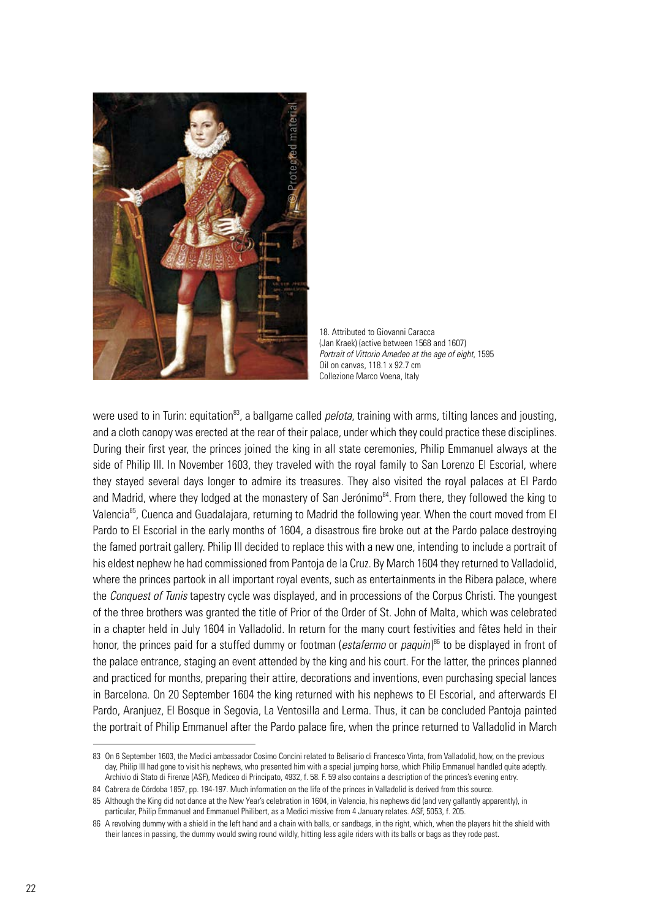18. Attributed to Giovanni Caracca (Jan Kraek) (active between 1568 and 1607)
*Portrait of Vittorio Amedeo at the age of eight*, 1595
Oil on canvas, 118.1 x 92.7 cm
Collezione Marco Voena, Italy

were used to in Turin: equitation[83], a ballgame called *pelota*, training with arms, tilting lances and jousting, and a cloth canopy was erected at the rear of their palace, under which they could practice these disciplines. During their first year, the princes joined the king in all state ceremonies, Philip Emmanuel always at the side of Philip III. In November 1603, they traveled with the royal family to San Lorenzo El Escorial, where they stayed several days longer to admire its treasures. They also visited the royal palaces at El Pardo and Madrid, where they lodged at the monastery of San Jerónimo[84]. From there, they followed the king to Valencia[85], Cuenca and Guadalajara, returning to Madrid the following year. When the court moved from El Pardo to El Escorial in the early months of 1604, a disastrous fire broke out at the Pardo palace destroying the famed portrait gallery. Philip III decided to replace this with a new one, intending to include a portrait of his eldest nephew he had commissioned from Pantoja de la Cruz. By March 1604 they returned to Valladolid, where the princes partook in all important royal events, such as entertainments in the Ribera palace, where the *Conquest of Tunis* tapestry cycle was displayed, and in processions of the Corpus Christi. The youngest of the three brothers was granted the title of Prior of the Order of St. John of Malta, which was celebrated in a chapter held in July 1604 in Valladolid. In return for the many court festivities and fêtes held in their honor, the princes paid for a stuffed dummy or footman (*estafermo* or *paquin*)[86] to be displayed in front of the palace entrance, staging an event attended by the king and his court. For the latter, the princes planned and practiced for months, preparing their attire, decorations and inventions, even purchasing special lances in Barcelona. On 20 September 1604 the king returned with his nephews to El Escorial, and afterwards El Pardo, Aranjuez, El Bosque in Segovia, La Ventosilla and Lerma. Thus, it can be concluded Pantoja painted the portrait of Philip Emmanuel after the Pardo palace fire, when the prince returned to Valladolid in March

---

83 On 6 September 1603, the Medici ambassador Cosimo Concini related to Belisario di Francesco Vinta, from Valladolid, how, on the previous day, Philip III had gone to visit his nephews, who presented him with a special jumping horse, which Philip Emmanuel handled quite adeptly. Archivio di Stato di Firenze (ASF), Mediceo di Principato, 4932, f. 58. F. 59 also contains a description of the princes's evening entry.

84 Cabrera de Córdoba 1857, pp. 194-197. Much information on the life of the princes in Valladolid is derived from this source.

85 Although the King did not dance at the New Year's celebration in 1604, in Valencia, his nephews did (and very gallantly apparently), in particular, Philip Emmanuel and Emmanuel Philibert, as a Medici missive from 4 January relates. ASF, 5053, f. 205.

86 A revolving dummy with a shield in the left hand and a chain with balls, or sandbags, in the right, which, when the players hit the shield with their lances in passing, the dummy would swing round wildly, hitting less agile riders with its balls or bags as they rode past.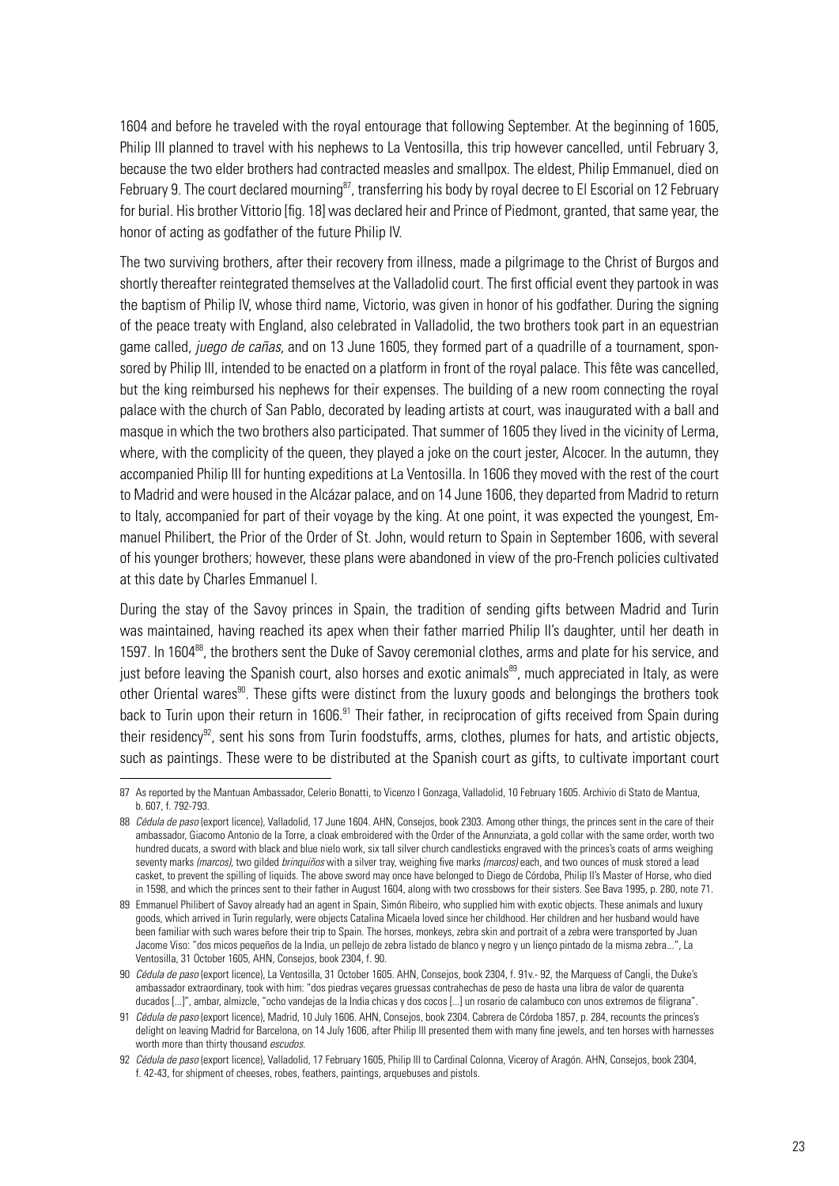1604 and before he traveled with the royal entourage that following September. At the beginning of 1605, Philip III planned to travel with his nephews to La Ventosilla, this trip however cancelled, until February 3, because the two elder brothers had contracted measles and smallpox. The eldest, Philip Emmanuel, died on February 9. The court declared mourning[87], transferring his body by royal decree to El Escorial on 12 February for burial. His brother Vittorio [fig. 18] was declared heir and Prince of Piedmont, granted, that same year, the honor of acting as godfather of the future Philip IV.

The two surviving brothers, after their recovery from illness, made a pilgrimage to the Christ of Burgos and shortly thereafter reintegrated themselves at the Valladolid court. The first official event they partook in was the baptism of Philip IV, whose third name, Victorio, was given in honor of his godfather. During the signing of the peace treaty with England, also celebrated in Valladolid, the two brothers took part in an equestrian game called, *juego de cañas*, and on 13 June 1605, they formed part of a quadrille of a tournament, sponsored by Philip III, intended to be enacted on a platform in front of the royal palace. This fête was cancelled, but the king reimbursed his nephews for their expenses. The building of a new room connecting the royal palace with the church of San Pablo, decorated by leading artists at court, was inaugurated with a ball and masque in which the two brothers also participated. That summer of 1605 they lived in the vicinity of Lerma, where, with the complicity of the queen, they played a joke on the court jester, Alcocer. In the autumn, they accompanied Philip III for hunting expeditions at La Ventosilla. In 1606 they moved with the rest of the court to Madrid and were housed in the Alcázar palace, and on 14 June 1606, they departed from Madrid to return to Italy, accompanied for part of their voyage by the king. At one point, it was expected the youngest, Emmanuel Philibert, the Prior of the Order of St. John, would return to Spain in September 1606, with several of his younger brothers; however, these plans were abandoned in view of the pro-French policies cultivated at this date by Charles Emmanuel I.

During the stay of the Savoy princes in Spain, the tradition of sending gifts between Madrid and Turin was maintained, having reached its apex when their father married Philip II's daughter, until her death in 1597. In 1604[88], the brothers sent the Duke of Savoy ceremonial clothes, arms and plate for his service, and just before leaving the Spanish court, also horses and exotic animals[89], much appreciated in Italy, as were other Oriental wares[90]. These gifts were distinct from the luxury goods and belongings the brothers took back to Turin upon their return in 1606.[91] Their father, in reciprocation of gifts received from Spain during their residency[92], sent his sons from Turin foodstuffs, arms, clothes, plumes for hats, and artistic objects, such as paintings. These were to be distributed at the Spanish court as gifts, to cultivate important court

---

87 As reported by the Mantuan Ambassador, Celerio Bonatti, to Vicenzo I Gonzaga, Valladolid, 10 February 1605. Archivio di Stato de Mantua, b. 607, f. 792-793.

88 *Cédula de paso* (export licence), Valladolid, 17 June 1604. AHN, Consejos, book 2303. Among other things, the princes sent in the care of their ambassador, Giacomo Antonio de la Torre, a cloak embroidered with the Order of the Annunziata, a gold collar with the same order, worth two hundred ducats, a sword with black and blue nielo work, six tall silver church candlesticks engraved with the prince's coats of arms weighing seventy marks *(marcos)*, two gilded *brinquiños* with a silver tray, weighing five marks *(marcos)* each, and two ounces of musk stored a lead casket, to prevent the spilling of liquids. The above sword may once have belonged to Diego de Córdoba, Philip II's Master of Horse, who died in 1598, and which the princes sent to their father in August 1604, along with two crossbows for their sisters. See Bava 1995, p. 280, note 71.

89 Emmanuel Philibert of Savoy already had an agent in Spain, Simón Ribeiro, who supplied him with exotic objects. These animals and luxury goods, which arrived in Turin regularly, were objects Catalina Micaela loved since her childhood. Her children and her husband would have been familiar with such wares before their trip to Spain. The horses, monkeys, zebra skin and portrait of a zebra were transported by Juan Jacome Viso: "dos micos pequeños de la India, un pellejo de zebra listado de blanco y negro y un lienço pintado de la misma zebra...", La Ventosilla, 31 October 1605, AHN, Consejos, book 2304, f. 90.

90 *Cédula de paso* (export licence), La Ventosilla, 31 October 1605. AHN, Consejos, book 2304, f. 91v.- 92, the Marquess of Cangli, the Duke's ambassador extraordinary, took with him: "dos piedras veçares gruessas contrahechas de peso de hasta una libra de valor de quarenta ducados [...]", ambar, almizcle, "ocho vandejas de la India chicas y dos cocos [...] un rosario de calambuco con unos extremos de filigrana".

91 *Cédula de paso* (export licence), Madrid, 10 July 1606. AHN, Consejos, book 2304. Cabrera de Córdoba 1857, p. 284, recounts the princes's delight on leaving Madrid for Barcelona, on 14 July 1606, after Philip III presented them with many fine jewels, and ten horses with harnesses worth more than thirty thousand *escudos*.

92 *Cédula de paso* (export licence), Valladolid, 17 February 1605, Philip III to Cardinal Colonna, Viceroy of Aragón. AHN, Consejos, book 2304, f. 42-43, for shipment of cheeses, robes, feathers, paintings, arquebuses and pistols.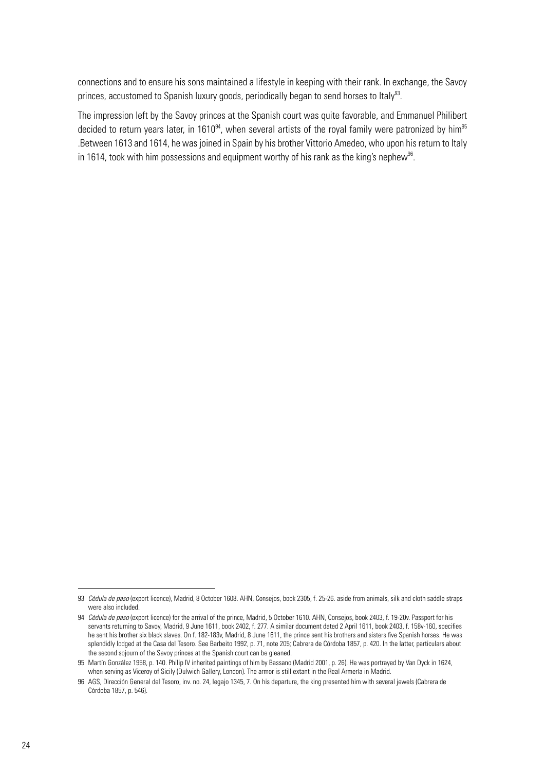connections and to ensure his sons maintained a lifestyle in keeping with their rank. In exchange, the Savoy princes, accustomed to Spanish luxury goods, periodically began to send horses to Italy[93].

The impression left by the Savoy princes at the Spanish court was quite favorable, and Emmanuel Philibert decided to return years later, in 1610[94], when several artists of the royal family were patronized by him[95] .Between 1613 and 1614, he was joined in Spain by his brother Vittorio Amedeo, who upon his return to Italy in 1614, took with him possessions and equipment worthy of his rank as the king's nephew[96].

---

93 *Cédula de paso* (export licence), Madrid, 8 October 1608. AHN, Consejos, book 2305, f. 25-26. aside from animals, silk and cloth saddle straps were also included.

94 *Cédula de paso* (export licence) for the arrival of the prince, Madrid, 5 October 1610. AHN, Consejos, book 2403, f. 19-20v. Passport for his servants returning to Savoy, Madrid, 9 June 1611, book 2402, f. 277. A similar document dated 2 April 1611, book 2403, f. 158v-160, specifies he sent his brother six black slaves. On f. 182-183v, Madrid, 8 June 1611, the prince sent his brothers and sisters five Spanish horses. He was splendidly lodged at the Casa del Tesoro. See Barbeito 1992, p. 71, note 205; Cabrera de Córdoba 1857, p. 420. In the latter, particulars about the second sojourn of the Savoy princes at the Spanish court can be gleaned.

95 Martín González 1958, p. 140. Philip IV inherited paintings of him by Bassano (Madrid 2001, p. 26). He was portrayed by Van Dyck in 1624, when serving as Viceroy of Sicily (Dulwich Gallery, London). The armor is still extant in the Real Armería in Madrid.

96 AGS, Dirección General del Tesoro, inv. no. 24, legajo 1345, 7. On his departure, the king presented him with several jewels (Cabrera de Córdoba 1857, p. 546).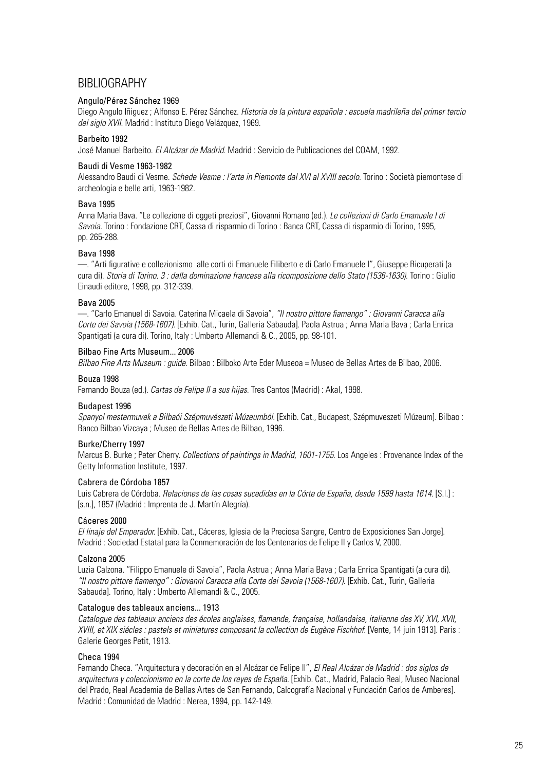## BIBLIOGRAPHY

**Angulo/Pérez Sánchez 1969**

Diego Angulo Iñiguez ; Alfonso E. Pérez Sánchez. *Historia de la pintura española : escuela madrileña del primer tercio del siglo XVII*. Madrid : Instituto Diego Velázquez, 1969.

**Barbeito 1992**

José Manuel Barbeito. *El Alcázar de Madrid*. Madrid : Servicio de Publicaciones del COAM, 1992.

**Baudi di Vesme 1963-1982**

Alessandro Baudi di Vesme. *Schede Vesme : l'arte in Piemonte dal XVI al XVIII secolo*. Torino : Società piemontese di archeologia e belle arti, 1963-1982.

**Bava 1995**

Anna Maria Bava. "Le collezione di oggeti preziosi", Giovanni Romano (ed.). *Le collezioni di Carlo Emanuele I di Savoia*. Torino : Fondazione CRT, Cassa di risparmio di Torino : Banca CRT, Cassa di risparmio di Torino, 1995, pp. 265-288.

**Bava 1998**

—. "Arti figurative e collezionismo alle corti di Emanuele Filiberto e di Carlo Emanuele I", Giuseppe Ricuperati (a cura di). *Storia di Torino. 3 : dalla dominazione francese alla ricomposizione dello Stato (1536-1630)*. Torino : Giulio Einaudi editore, 1998, pp. 312-339.

**Bava 2005**

—. "Carlo Emanuel di Savoia. Caterina Micaela di Savoia", *"Il nostro pittore fiamengo" : Giovanni Caracca alla Corte dei Savoia (1568-1607)*. [Exhib. Cat., Turin, Galleria Sabauda]. Paola Astrua ; Anna Maria Bava ; Carla Enrica Spantigati (a cura di). Torino, Italy : Umberto Allemandi & C., 2005, pp. 98-101.

**Bilbao Fine Arts Museum... 2006**

*Bilbao Fine Arts Museum : guide*. Bilbao : Bilboko Arte Eder Museoa = Museo de Bellas Artes de Bilbao, 2006.

**Bouza 1998**

Fernando Bouza (ed.). *Cartas de Felipe II a sus hijas*. Tres Cantos (Madrid) : Akal, 1998.

**Budapest 1996**

*Spanyol mestermuvek a Bilbaói Szépmuvészeti Múzeumból*. [Exhib. Cat., Budapest, Szépmuveszeti Múzeum]. Bilbao : Banco Bilbao Vizcaya ; Museo de Bellas Artes de Bilbao, 1996.

**Burke/Cherry 1997**

Marcus B. Burke ; Peter Cherry. *Collections of paintings in Madrid, 1601-1755*. Los Angeles : Provenance Index of the Getty Information Institute, 1997.

**Cabrera de Córdoba 1857**

Luis Cabrera de Córdoba. *Relaciones de las cosas sucedidas en la Córte de España, desde 1599 hasta 1614*. [S.l.] : [s.n.], 1857 (Madrid : Imprenta de J. Martín Alegría).

**Cáceres 2000**

*El linaje del Emperador*. [Exhib. Cat., Cáceres, Iglesia de la Preciosa Sangre, Centro de Exposiciones San Jorge]. Madrid : Sociedad Estatal para la Conmemoración de los Centenarios de Felipe II y Carlos V, 2000.

**Calzona 2005**

Luzia Calzona. "Filippo Emanuele di Savoia", Paola Astrua ; Anna Maria Bava ; Carla Enrica Spantigati (a cura di). *"Il nostro pittore fiamengo" : Giovanni Caracca alla Corte dei Savoia (1568-1607)*. [Exhib. Cat., Turin, Galleria Sabauda]. Torino, Italy : Umberto Allemandi & C., 2005.

**Catalogue des tableaux anciens... 1913**

*Catalogue des tableaux anciens des écoles anglaises, flamande, française, hollandaise, italienne des XV, XVI, XVII, XVIII, et XIX siécles : pastels et miniatures composant la collection de Eugène Fischhof*. [Vente, 14 juin 1913]. Paris : Galerie Georges Petit, 1913.

**Checa 1994**

Fernando Checa. "Arquitectura y decoración en el Alcázar de Felipe II", *El Real Alcázar de Madrid : dos siglos de arquitectura y coleccionismo en la corte de los reyes de España*. [Exhib. Cat., Madrid, Palacio Real, Museo Nacional del Prado, Real Academia de Bellas Artes de San Fernando, Calcografía Nacional y Fundación Carlos de Amberes]. Madrid : Comunidad de Madrid : Nerea, 1994, pp. 142-149.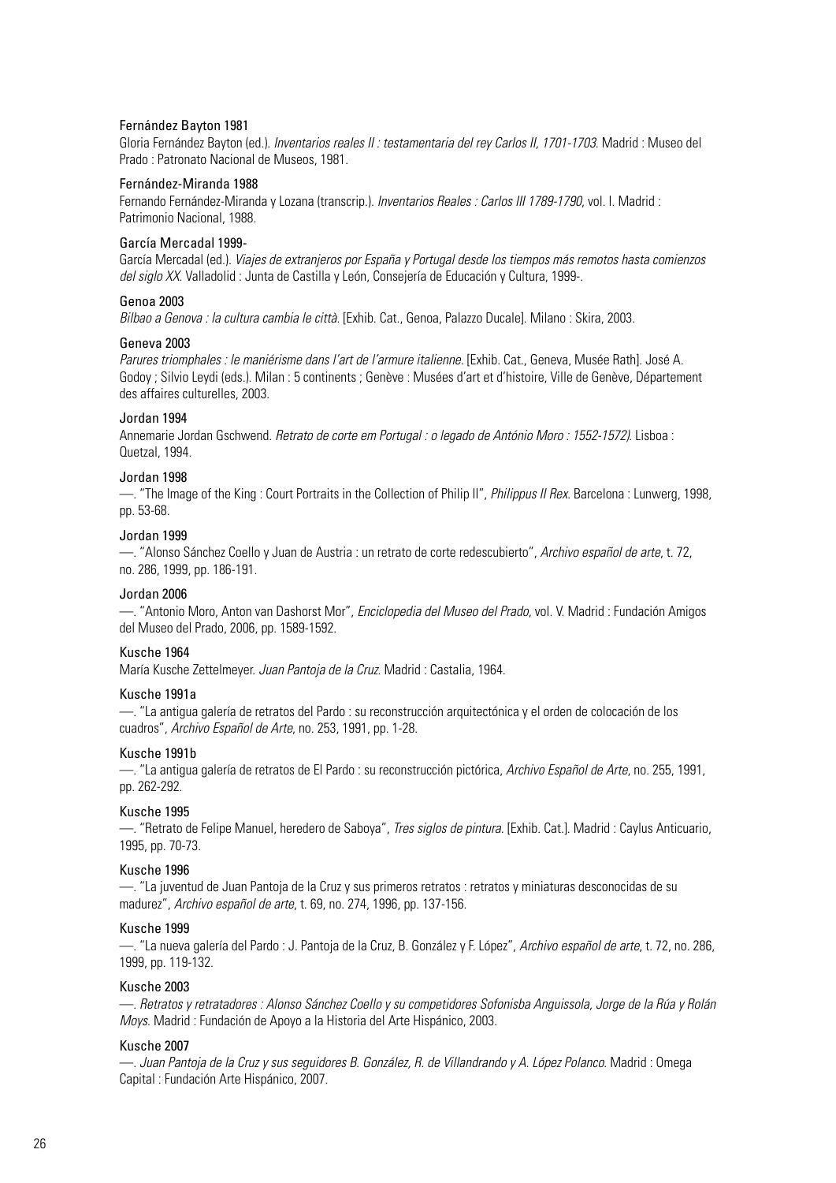Fernández Bayton 1981

Gloria Fernández Bayton (ed.). *Inventarios reales II : testamentaria del rey Carlos II, 1701-1703*. Madrid : Museo del Prado : Patronato Nacional de Museos, 1981.

Fernández-Miranda 1988

Fernando Fernández-Miranda y Lozana (transcrip.). *Inventarios Reales : Carlos III 1789-1790*, vol. I. Madrid : Patrimonio Nacional, 1988.

García Mercadal 1999-

García Mercadal (ed.). *Viajes de extranjeros por España y Portugal desde los tiempos más remotos hasta comienzos del siglo XX*. Valladolid : Junta de Castilla y León, Consejería de Educación y Cultura, 1999-.

Genoa 2003

*Bilbao a Genova : la cultura cambia le città*. [Exhib. Cat., Genoa, Palazzo Ducale]. Milano : Skira, 2003.

Geneva 2003

*Parures triomphales : le maniérisme dans l'art de l'armure italienne*. [Exhib. Cat., Geneva, Musée Rath]. José A. Godoy ; Silvio Leydi (eds.). Milan : 5 continents ; Genève : Musées d'art et d'histoire, Ville de Genève, Département des affaires culturelles, 2003.

Jordan 1994

Annemarie Jordan Gschwend. *Retrato de corte em Portugal : o legado de António Moro : 1552-1572)*. Lisboa : Quetzal, 1994.

Jordan 1998

—. "The Image of the King : Court Portraits in the Collection of Philip II", *Philippus II Rex*. Barcelona : Lunwerg, 1998, pp. 53-68.

Jordan 1999

—. "Alonso Sánchez Coello y Juan de Austria : un retrato de corte redescubierto", *Archivo español de arte*, t. 72, no. 286, 1999, pp. 186-191.

Jordan 2006

—. "Antonio Moro, Anton van Dashorst Mor", *Enciclopedia del Museo del Prado*, vol. V. Madrid : Fundación Amigos del Museo del Prado, 2006, pp. 1589-1592.

Kusche 1964

María Kusche Zettelmeyer. *Juan Pantoja de la Cruz*. Madrid : Castalia, 1964.

Kusche 1991a

—. "La antigua galería de retratos del Pardo : su reconstrucción arquitectónica y el orden de colocación de los cuadros", *Archivo Español de Arte*, no. 253, 1991, pp. 1-28.

Kusche 1991b

—. "La antigua galería de retratos de El Pardo : su reconstrucción pictórica, *Archivo Español de Arte*, no. 255, 1991, pp. 262-292.

Kusche 1995

—. "Retrato de Felipe Manuel, heredero de Saboya", *Tres siglos de pintura*. [Exhib. Cat.]. Madrid : Caylus Anticuario, 1995, pp. 70-73.

Kusche 1996

—. "La juventud de Juan Pantoja de la Cruz y sus primeros retratos : retratos y miniaturas desconocidas de su madurez", *Archivo español de arte*, t. 69, no. 274, 1996, pp. 137-156.

Kusche 1999

—. "La nueva galería del Pardo : J. Pantoja de la Cruz, B. González y F. López", *Archivo español de arte*, t. 72, no. 286, 1999, pp. 119-132.

Kusche 2003

—. *Retratos y retratadores : Alonso Sánchez Coello y su competidores Sofonisba Anguissola, Jorge de la Rúa y Rolán Moys*. Madrid : Fundación de Apoyo a la Historia del Arte Hispánico, 2003.

Kusche 2007

—. *Juan Pantoja de la Cruz y sus seguidores B. González, R. de Villandrando y A. López Polanco*. Madrid : Omega Capital : Fundación Arte Hispánico, 2007.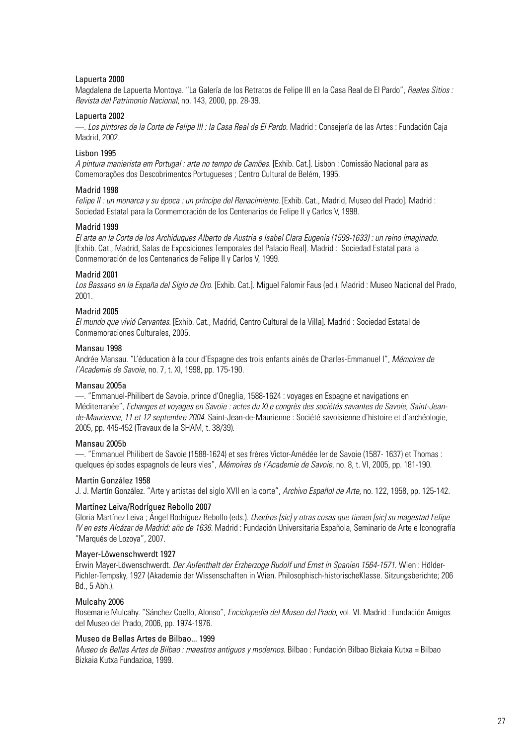Lapuerta 2000

Magdalena de Lapuerta Montoya. "La Galería de los Retratos de Felipe III en la Casa Real de El Pardo", *Reales Sitios : Revista del Patrimonio Nacional*, no. 143, 2000, pp. 28-39.

Lapuerta 2002

—. *Los pintores de la Corte de Felipe III : la Casa Real de El Pardo*. Madrid : Consejería de las Artes : Fundación Caja Madrid, 2002.

Lisbon 1995

*A pintura manierista em Portugal : arte no tempo de Camões*. [Exhib. Cat.]. Lisbon : Comissão Nacional para as Comemorações dos Descobrimentos Portugueses ; Centro Cultural de Belém, 1995.

Madrid 1998

*Felipe II : un monarca y su época : un príncipe del Renacimiento*. [Exhib. Cat., Madrid, Museo del Prado]. Madrid : Sociedad Estatal para la Conmemoración de los Centenarios de Felipe II y Carlos V, 1998.

Madrid 1999

*El arte en la Corte de los Archiduques Alberto de Austria e Isabel Clara Eugenia (1598-1633) : un reino imaginado*. [Exhib. Cat., Madrid, Salas de Exposiciones Temporales del Palacio Real]. Madrid : Sociedad Estatal para la Conmemoración de los Centenarios de Felipe II y Carlos V, 1999.

Madrid 2001

*Los Bassano en la España del Siglo de Oro*. [Exhib. Cat.]. Miguel Falomir Faus (ed.). Madrid : Museo Nacional del Prado, 2001.

Madrid 2005

*El mundo que vivió Cervantes*. [Exhib. Cat., Madrid, Centro Cultural de la Villa]. Madrid : Sociedad Estatal de Conmemoraciones Culturales, 2005.

Mansau 1998

Andrée Mansau. "L'éducation à la cour d'Espagne des trois enfants ainés de Charles-Emmanuel I", *Mémoires de l'Academie de Savoie*, no. 7, t. XI, 1998, pp. 175-190.

Mansau 2005a

—. "Emmanuel-Philibert de Savoie, prince d'Oneglia, 1588-1624 : voyages en Espagne et navigations en Méditerranée", *Echanges et voyages en Savoie : actes du XLe congrès des sociétés savantes de Savoie, Saint-Jean-de-Maurienne, 11 et 12 septembre 2004*. Saint-Jean-de-Maurienne : Société savoisienne d'histoire et d'archéologie, 2005, pp. 445-452 (Travaux de la SHAM, t. 38/39).

Mansau 2005b

—. "Emmanuel Philibert de Savoie (1588-1624) et ses frères Victor-Amédée Ier de Savoie (1587- 1637) et Thomas : quelques épisodes espagnols de leurs vies", *Mémoires de l'Academie de Savoie*, no. 8, t. VI, 2005, pp. 181-190.

Martín González 1958

J. J. Martín González. "Arte y artistas del siglo XVII en la corte", *Archivo Español de Arte*, no. 122, 1958, pp. 125-142.

Martínez Leiva/Rodríguez Rebollo 2007

Gloria Martínez Leiva ; Ángel Rodríguez Rebollo (eds.). *Qvadros [sic] y otras cosas que tienen [sic] su magestad Felipe IV en este Alcázar de Madrid: año de 1636*. Madrid : Fundación Universitaria Española, Seminario de Arte e Iconografía "Marqués de Lozoya", 2007.

Mayer-Löwenschwerdt 1927

Erwin Mayer-Löwenschwerdt. *Der Aufenthalt der Erzherzoge Rudolf und Ernst in Spanien 1564-1571*. Wien : Hölder-Pichler-Tempsky, 1927 (Akademie der Wissenschaften in Wien. Philosophisch-historischeKlasse. Sitzungsberichte; 206 Bd., 5 Abh.).

Mulcahy 2006

Rosemarie Mulcahy. "Sánchez Coello, Alonso", *Enciclopedia del Museo del Prado*, vol. VI. Madrid : Fundación Amigos del Museo del Prado, 2006, pp. 1974-1976.

Museo de Bellas Artes de Bilbao... 1999

*Museo de Bellas Artes de Bilbao : maestros antiguos y modernos*. Bilbao : Fundación Bilbao Bizkaia Kutxa = Bilbao Bizkaia Kutxa Fundazioa, 1999.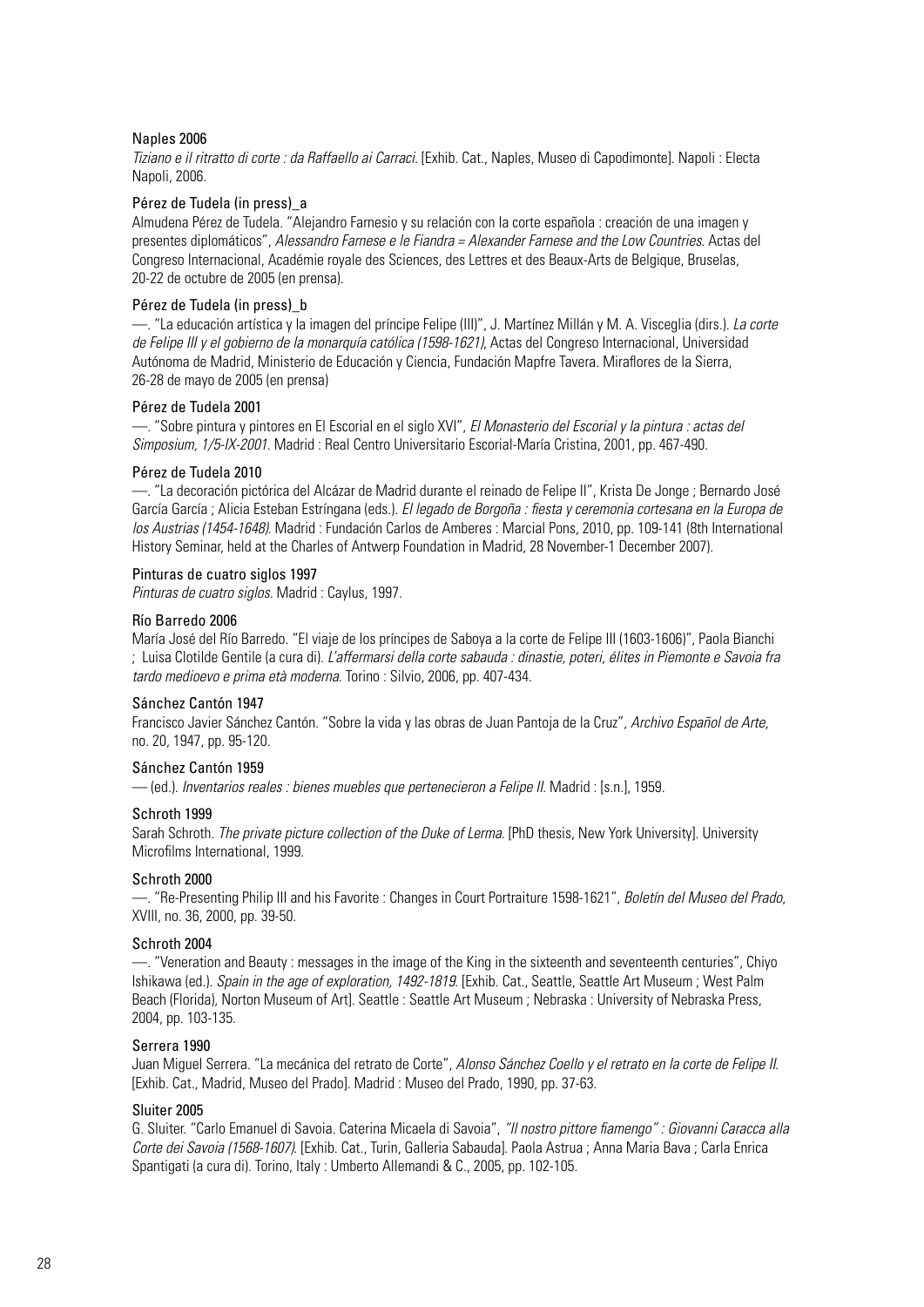Naples 2006

*Tiziano e il ritratto di corte : da Raffaello ai Carracci*. [Exhib. Cat., Naples, Museo di Capodimonte]. Napoli : Electa Napoli, 2006.

Pérez de Tudela (in press)_a

Almudena Pérez de Tudela. "Alejandro Farnesio y su relación con la corte española : creación de una imagen y presentes diplomáticos", *Alessandro Farnese e le Fiandra = Alexander Farnese and the Low Countries*. Actas del Congreso Internacional, Académie royale des Sciences, des Lettres et des Beaux-Arts de Belgique, Bruselas, 20-22 de octubre de 2005 (en prensa).

Pérez de Tudela (in press)_b

—. "La educación artística y la imagen del príncipe Felipe (III)", J. Martínez Millán y M. A. Visceglia (dirs.). *La corte de Felipe III y el gobierno de la monarquía católica (1598-1621)*, Actas del Congreso Internacional, Universidad Autónoma de Madrid, Ministerio de Educación y Ciencia, Fundación Mapfre Tavera. Miraflores de la Sierra, 26-28 de mayo de 2005 (en prensa)

Pérez de Tudela 2001

—. "Sobre pintura y pintores en El Escorial en el siglo XVI", *El Monasterio del Escorial y la pintura : actas del Simposium, 1/5-IX-2001*. Madrid : Real Centro Universitario Escorial-María Cristina, 2001, pp. 467-490.

Pérez de Tudela 2010

—. "La decoración pictórica del Alcázar de Madrid durante el reinado de Felipe II", Krista De Jonge ; Bernardo José García García ; Alicia Esteban Estríngana (eds.). *El legado de Borgoña : fiesta y ceremonia cortesana en la Europa de los Austrias (1454-1648)*. Madrid : Fundación Carlos de Amberes : Marcial Pons, 2010, pp. 109-141 (8th International History Seminar, held at the Charles of Antwerp Foundation in Madrid, 28 November-1 December 2007).

Pinturas de cuatro siglos 1997

*Pinturas de cuatro siglos*. Madrid : Caylus, 1997.

Río Barredo 2006

María José del Río Barredo. "El viaje de los príncipes de Saboya a la corte de Felipe III (1603-1606)", Paola Bianchi ; Luisa Clotilde Gentile (a cura di). *L'affermarsi della corte sabauda : dinastie, poteri, élites in Piemonte e Savoia fra tardo medioevo e prima età moderna*. Torino : Silvio, 2006, pp. 407-434.

Sánchez Cantón 1947

Francisco Javier Sánchez Cantón. "Sobre la vida y las obras de Juan Pantoja de la Cruz", *Archivo Español de Arte*, no. 20, 1947, pp. 95-120.

Sánchez Cantón 1959

— (ed.). *Inventarios reales : bienes muebles que pertenecieron a Felipe II*. Madrid : [s.n.], 1959.

Schroth 1999

Sarah Schroth. *The private picture collection of the Duke of Lerma*. [PhD thesis, New York University]. University Microfilms International, 1999.

Schroth 2000

—. "Re-Presenting Philip III and his Favorite : Changes in Court Portraiture 1598-1621", *Boletín del Museo del Prado*, XVIII, no. 36, 2000, pp. 39-50.

Schroth 2004

—. "Veneration and Beauty : messages in the image of the King in the sixteenth and seventeenth centuries", Chiyo Ishikawa (ed.). *Spain in the age of exploration, 1492-1819*. [Exhib. Cat., Seattle, Seattle Art Museum ; West Palm Beach (Florida), Norton Museum of Art]. Seattle : Seattle Art Museum ; Nebraska : University of Nebraska Press, 2004, pp. 103-135.

Serrera 1990

Juan Miguel Serrera. "La mecánica del retrato de Corte", *Alonso Sánchez Coello y el retrato en la corte de Felipe II*. [Exhib. Cat., Madrid, Museo del Prado]. Madrid : Museo del Prado, 1990, pp. 37-63.

Sluiter 2005

G. Sluiter. "Carlo Emanuel di Savoia. Caterina Micaela di Savoia", *"Il nostro pittore fiamengo" : Giovanni Caracca alla Corte dei Savoia (1568-1607)*. [Exhib. Cat., Turin, Galleria Sabauda]. Paola Astrua ; Anna Maria Bava ; Carla Enrica Spantigati (a cura di). Torino, Italy : Umberto Allemandi & C., 2005, pp. 102-105.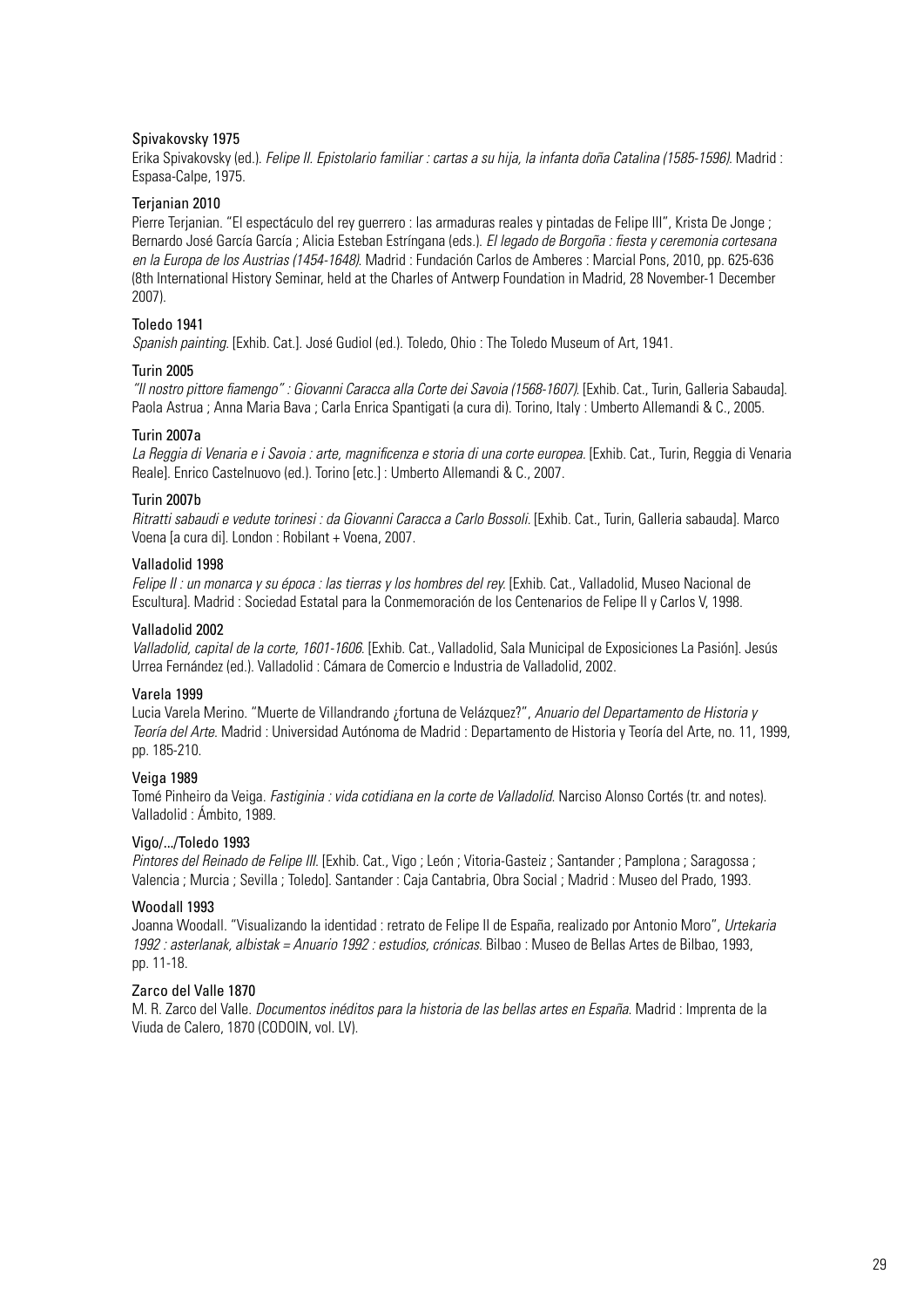Spivakovsky 1975

Erika Spivakovsky (ed.). *Felipe II. Epistolario familiar : cartas a su hija, la infanta doña Catalina (1585-1596).* Madrid : Espasa-Calpe, 1975.

Terjanian 2010

Pierre Terjanian. "El espectáculo del rey guerrero : las armaduras reales y pintadas de Felipe III", Krista De Jonge ; Bernardo José García García ; Alicia Esteban Estríngana (eds.). *El legado de Borgoña : fiesta y ceremonia cortesana en la Europa de los Austrias (1454-1648).* Madrid : Fundación Carlos de Amberes : Marcial Pons, 2010, pp. 625-636 (8th International History Seminar, held at the Charles of Antwerp Foundation in Madrid, 28 November-1 December 2007).

Toledo 1941

*Spanish painting.* [Exhib. Cat.]. José Gudiol (ed.). Toledo, Ohio : The Toledo Museum of Art, 1941.

Turin 2005

*"Il nostro pittore fiamengo" : Giovanni Caracca alla Corte dei Savoia (1568-1607).* [Exhib. Cat., Turin, Galleria Sabauda]. Paola Astrua ; Anna Maria Bava ; Carla Enrica Spantigati (a cura di). Torino, Italy : Umberto Allemandi & C., 2005.

Turin 2007a

*La Reggia di Venaria e i Savoia : arte, magnificenza e storia di una corte europea.* [Exhib. Cat., Turin, Reggia di Venaria Reale]. Enrico Castelnuovo (ed.). Torino [etc.] : Umberto Allemandi & C., 2007.

Turin 2007b

*Ritratti sabaudi e vedute torinesi : da Giovanni Caracca a Carlo Bossoli.* [Exhib. Cat., Turin, Galleria sabauda]. Marco Voena [a cura di]. London : Robilant + Voena, 2007.

Valladolid 1998

*Felipe II : un monarca y su época : las tierras y los hombres del rey.* [Exhib. Cat., Valladolid, Museo Nacional de Escultura]. Madrid : Sociedad Estatal para la Conmemoración de los Centenarios de Felipe II y Carlos V, 1998.

Valladolid 2002

*Valladolid, capital de la corte, 1601-1606.* [Exhib. Cat., Valladolid, Sala Municipal de Exposiciones La Pasión]. Jesús Urrea Fernández (ed.). Valladolid : Cámara de Comercio e Industria de Valladolid, 2002.

Varela 1999

Lucia Varela Merino. "Muerte de Villandrando ¿fortuna de Velázquez?", *Anuario del Departamento de Historia y Teoría del Arte.* Madrid : Universidad Autónoma de Madrid : Departamento de Historia y Teoría del Arte, no. 11, 1999, pp. 185-210.

Veiga 1989

Tomé Pinheiro da Veiga. *Fastiginia : vida cotidiana en la corte de Valladolid.* Narciso Alonso Cortés (tr. and notes). Valladolid : Ámbito, 1989.

Vigo/.../Toledo 1993

*Pintores del Reinado de Felipe III.* [Exhib. Cat., Vigo ; León ; Vitoria-Gasteiz ; Santander ; Pamplona ; Saragossa ; Valencia ; Murcia ; Sevilla ; Toledo]. Santander : Caja Cantabria, Obra Social ; Madrid : Museo del Prado, 1993.

Woodall 1993

Joanna Woodall. "Visualizando la identidad : retrato de Felipe II de España, realizado por Antonio Moro", *Urtekaria 1992 : asterlanak, albistak = Anuario 1992 : estudios, crónicas.* Bilbao : Museo de Bellas Artes de Bilbao, 1993, pp. 11-18.

Zarco del Valle 1870

M. R. Zarco del Valle. *Documentos inéditos para la historia de las bellas artes en España.* Madrid : Imprenta de la Viuda de Calero, 1870 (CODOIN, vol. LV).